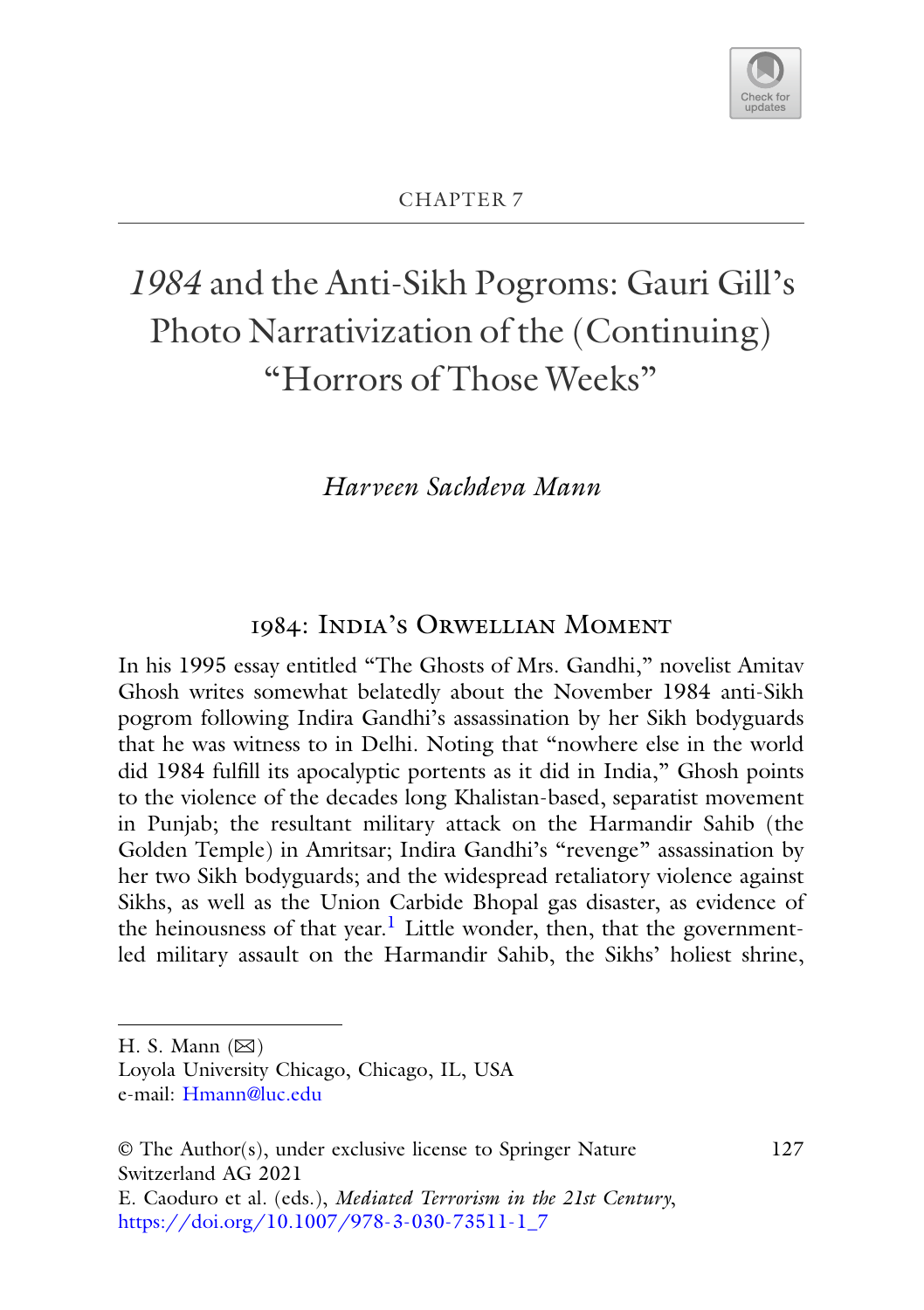CHAPTER 7

# *1984* and the Anti-Sikh Pogroms: Gauri Gill's Photo Narrativization of the (Continuing) "Horrors of Those Weeks"

*Harveen Sachdeva Mann*

## 1984: India's Orwellian Moment

In his 1995 essay entitled "The Ghosts of Mrs. Gandhi," novelist Amitav Ghosh writes somewhat belatedly about the November 1984 anti-Sikh pogrom following Indira Gandhi's assassination by her Sikh bodyguards that he was witness to in Delhi. Noting that "nowhere else in the world did 1984 fulfill its apocalyptic portents as it did in India," Ghosh points to the violence of the decades long Khalistan-based, separatist movement in Punjab; the resultant military attack on the Harmandir Sahib (the Golden Temple) in Amritsar; Indira Gandhi's "revenge" assassination by her two Sikh bodyguards; and the widespread retaliatory violence against Sikhs, as well as the Union Carbide Bhopal gas disaster, as evidence of the heinousness of that year.[1] Little wonder, then, that the government-led military assault on the Harmandir Sahib, the Sikhs' holiest shrine,

---

H. S. Mann (✉)
Loyola University Chicago, Chicago, IL, USA
e-mail: Hmann@luc.edu

© The Author(s), under exclusive license to Springer Nature Switzerland AG 2021
E. Caoduro et al. (eds.), *Mediated Terrorism in the 21st Century*,
https://doi.org/10.1007/978-3-030-73511-1_7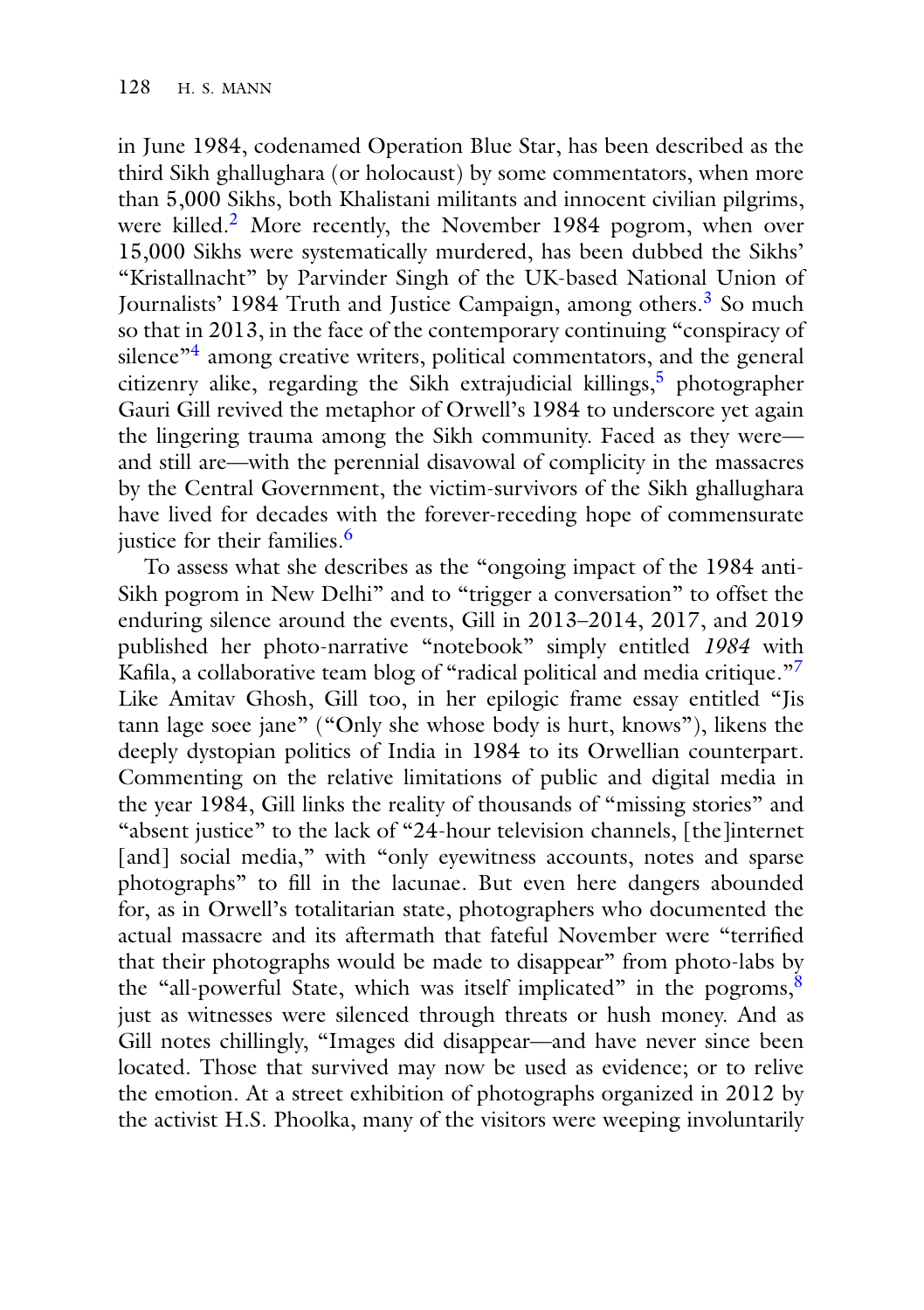in June 1984, codenamed Operation Blue Star, has been described as the third Sikh ghallughara (or holocaust) by some commentators, when more than 5,000 Sikhs, both Khalistani militants and innocent civilian pilgrims, were killed.[2] More recently, the November 1984 pogrom, when over 15,000 Sikhs were systematically murdered, has been dubbed the Sikhs' "Kristallnacht" by Parvinder Singh of the UK-based National Union of Journalists' 1984 Truth and Justice Campaign, among others.[3] So much so that in 2013, in the face of the contemporary continuing "conspiracy of silence"[4] among creative writers, political commentators, and the general citizenry alike, regarding the Sikh extrajudicial killings,[5] photographer Gauri Gill revived the metaphor of Orwell's 1984 to underscore yet again the lingering trauma among the Sikh community. Faced as they were—and still are—with the perennial disavowal of complicity in the massacres by the Central Government, the victim-survivors of the Sikh ghallughara have lived for decades with the forever-receding hope of commensurate justice for their families.[6]

To assess what she describes as the "ongoing impact of the 1984 anti-Sikh pogrom in New Delhi" and to "trigger a conversation" to offset the enduring silence around the events, Gill in 2013–2014, 2017, and 2019 published her photo-narrative "notebook" simply entitled *1984* with Kafila, a collaborative team blog of "radical political and media critique."[7] Like Amitav Ghosh, Gill too, in her epilogic frame essay entitled "Jis tann lage soee jane" ("Only she whose body is hurt, knows"), likens the deeply dystopian politics of India in 1984 to its Orwellian counterpart. Commenting on the relative limitations of public and digital media in the year 1984, Gill links the reality of thousands of "missing stories" and "absent justice" to the lack of "24-hour television channels, [the]internet [and] social media," with "only eyewitness accounts, notes and sparse photographs" to fill in the lacunae. But even here dangers abounded for, as in Orwell's totalitarian state, photographers who documented the actual massacre and its aftermath that fateful November were "terrified that their photographs would be made to disappear" from photo-labs by the "all-powerful State, which was itself implicated" in the pogroms,[8] just as witnesses were silenced through threats or hush money. And as Gill notes chillingly, "Images did disappear—and have never since been located. Those that survived may now be used as evidence; or to relive the emotion. At a street exhibition of photographs organized in 2012 by the activist H.S. Phoolka, many of the visitors were weeping involuntarily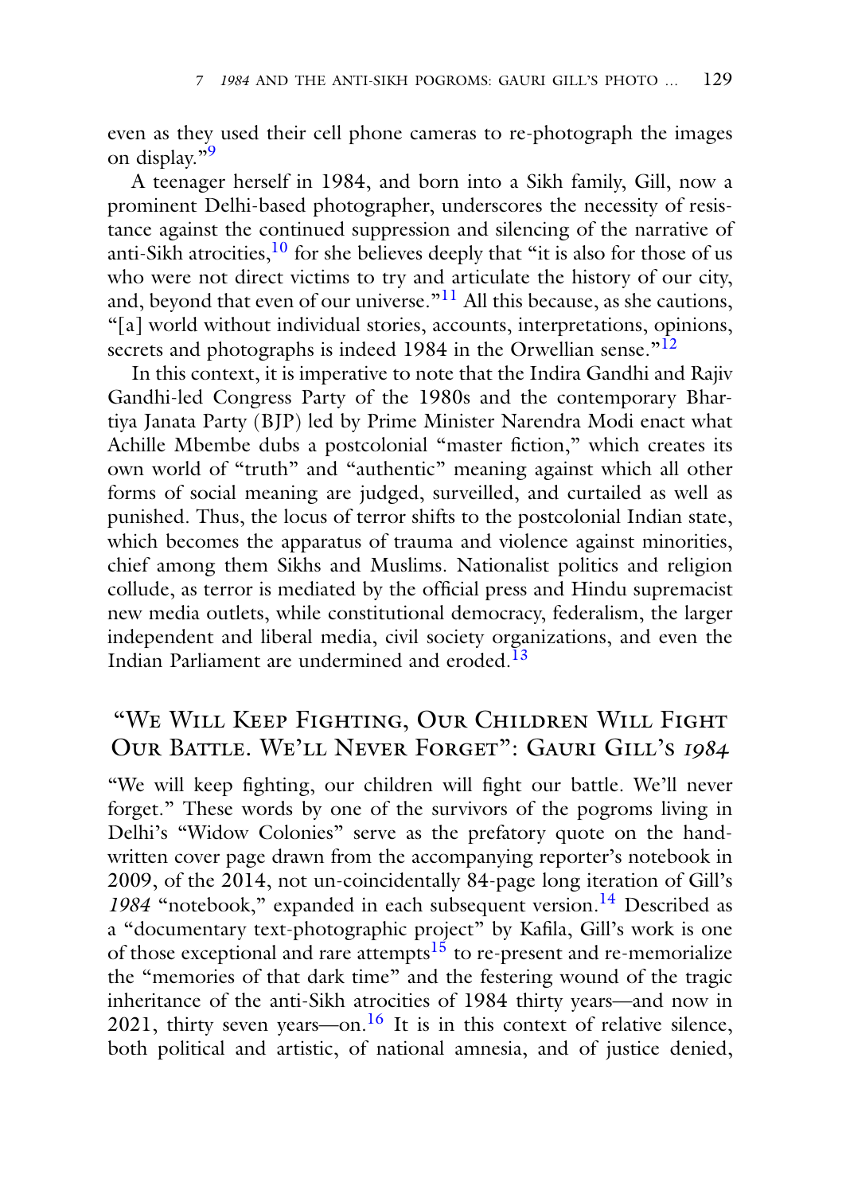even as they used their cell phone cameras to re-photograph the images on display."[9]

A teenager herself in 1984, and born into a Sikh family, Gill, now a prominent Delhi-based photographer, underscores the necessity of resistance against the continued suppression and silencing of the narrative of anti-Sikh atrocities,[10] for she believes deeply that "it is also for those of us who were not direct victims to try and articulate the history of our city, and, beyond that even of our universe."[11] All this because, as she cautions, "[a] world without individual stories, accounts, interpretations, opinions, secrets and photographs is indeed 1984 in the Orwellian sense."[12]

In this context, it is imperative to note that the Indira Gandhi and Rajiv Gandhi-led Congress Party of the 1980s and the contemporary Bhartiya Janata Party (BJP) led by Prime Minister Narendra Modi enact what Achille Mbembe dubs a postcolonial "master fiction," which creates its own world of "truth" and "authentic" meaning against which all other forms of social meaning are judged, surveilled, and curtailed as well as punished. Thus, the locus of terror shifts to the postcolonial Indian state, which becomes the apparatus of trauma and violence against minorities, chief among them Sikhs and Muslims. Nationalist politics and religion collude, as terror is mediated by the official press and Hindu supremacist new media outlets, while constitutional democracy, federalism, the larger independent and liberal media, civil society organizations, and even the Indian Parliament are undermined and eroded.[13]

## "We Will Keep Fighting, Our Children Will Fight Our Battle. We'll Never Forget": Gauri Gill's *1984*

"We will keep fighting, our children will fight our battle. We'll never forget." These words by one of the survivors of the pogroms living in Delhi's "Widow Colonies" serve as the prefatory quote on the handwritten cover page drawn from the accompanying reporter's notebook in 2009, of the 2014, not un-coincidentally 84-page long iteration of Gill's *1984* "notebook," expanded in each subsequent version.[14] Described as a "documentary text-photographic project" by Kafila, Gill's work is one of those exceptional and rare attempts[15] to re-present and re-memorialize the "memories of that dark time" and the festering wound of the tragic inheritance of the anti-Sikh atrocities of 1984 thirty years—and now in 2021, thirty seven years—on.[16] It is in this context of relative silence, both political and artistic, of national amnesia, and of justice denied,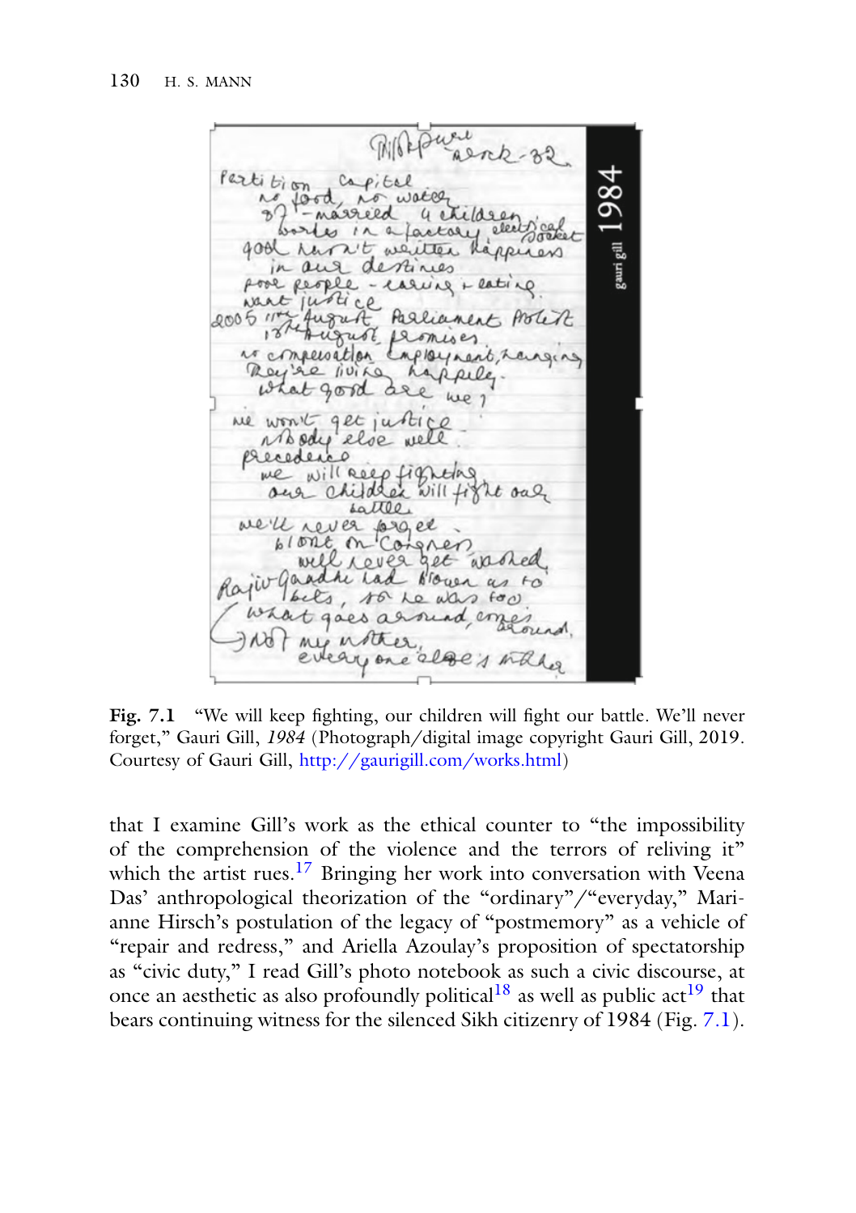Fig. 7.1 "We will keep fighting, our children will fight our battle. We'll never forget," Gauri Gill, *1984* (Photograph/digital image copyright Gauri Gill, 2019. Courtesy of Gauri Gill, http://gaurigill.com/works.html)

that I examine Gill's work as the ethical counter to "the impossibility of the comprehension of the violence and the terrors of reliving it" which the artist rues.[17] Bringing her work into conversation with Veena Das' anthropological theorization of the "ordinary"/"everyday," Marianne Hirsch's postulation of the legacy of "postmemory" as a vehicle of "repair and redress," and Ariella Azoulay's proposition of spectatorship as "civic duty," I read Gill's photo notebook as such a civic discourse, at once an aesthetic as also profoundly political[18] as well as public act[19] that bears continuing witness for the silenced Sikh citizenry of 1984 (Fig. 7.1).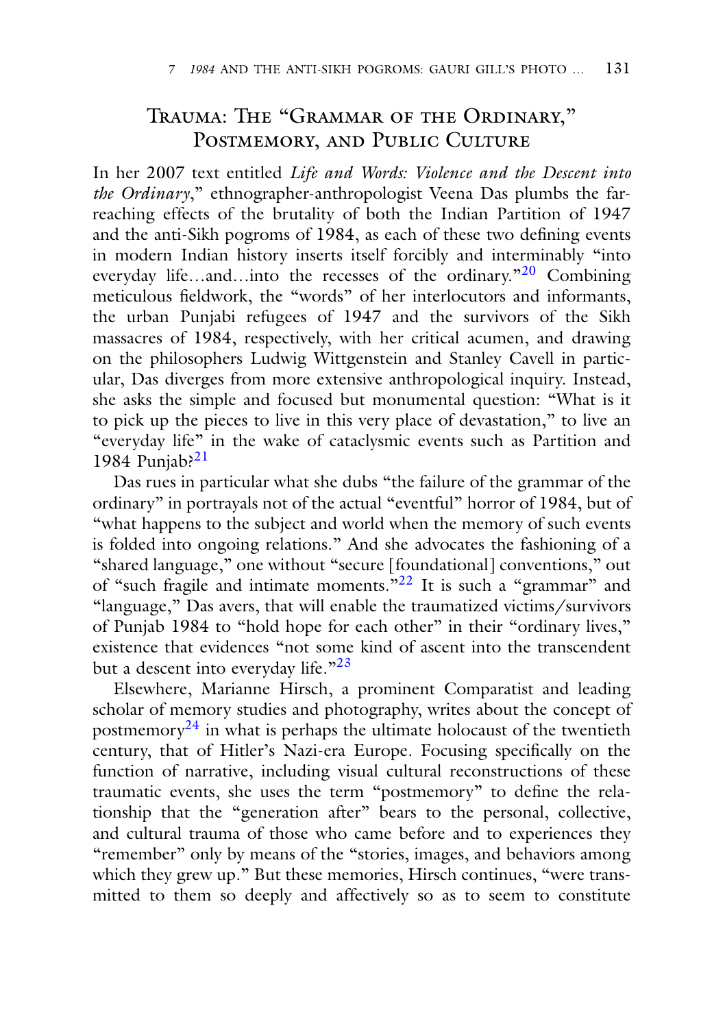## Trauma: The "Grammar of the Ordinary," Postmemory, and Public Culture

In her 2007 text entitled *Life and Words: Violence and the Descent into the Ordinary*," ethnographer-anthropologist Veena Das plumbs the far-reaching effects of the brutality of both the Indian Partition of 1947 and the anti-Sikh pogroms of 1984, as each of these two defining events in modern Indian history inserts itself forcibly and interminably "into everyday life…and…into the recesses of the ordinary."[20] Combining meticulous fieldwork, the "words" of her interlocutors and informants, the urban Punjabi refugees of 1947 and the survivors of the Sikh massacres of 1984, respectively, with her critical acumen, and drawing on the philosophers Ludwig Wittgenstein and Stanley Cavell in particular, Das diverges from more extensive anthropological inquiry. Instead, she asks the simple and focused but monumental question: "What is it to pick up the pieces to live in this very place of devastation," to live an "everyday life" in the wake of cataclysmic events such as Partition and 1984 Punjab?[21]

Das rues in particular what she dubs "the failure of the grammar of the ordinary" in portrayals not of the actual "eventful" horror of 1984, but of "what happens to the subject and world when the memory of such events is folded into ongoing relations." And she advocates the fashioning of a "shared language," one without "secure [foundational] conventions," out of "such fragile and intimate moments."[22] It is such a "grammar" and "language," Das avers, that will enable the traumatized victims/survivors of Punjab 1984 to "hold hope for each other" in their "ordinary lives," existence that evidences "not some kind of ascent into the transcendent but a descent into everyday life."[23]

Elsewhere, Marianne Hirsch, a prominent Comparatist and leading scholar of memory studies and photography, writes about the concept of postmemory[24] in what is perhaps the ultimate holocaust of the twentieth century, that of Hitler's Nazi-era Europe. Focusing specifically on the function of narrative, including visual cultural reconstructions of these traumatic events, she uses the term "postmemory" to define the relationship that the "generation after" bears to the personal, collective, and cultural trauma of those who came before and to experiences they "remember" only by means of the "stories, images, and behaviors among which they grew up." But these memories, Hirsch continues, "were transmitted to them so deeply and affectively so as to seem to constitute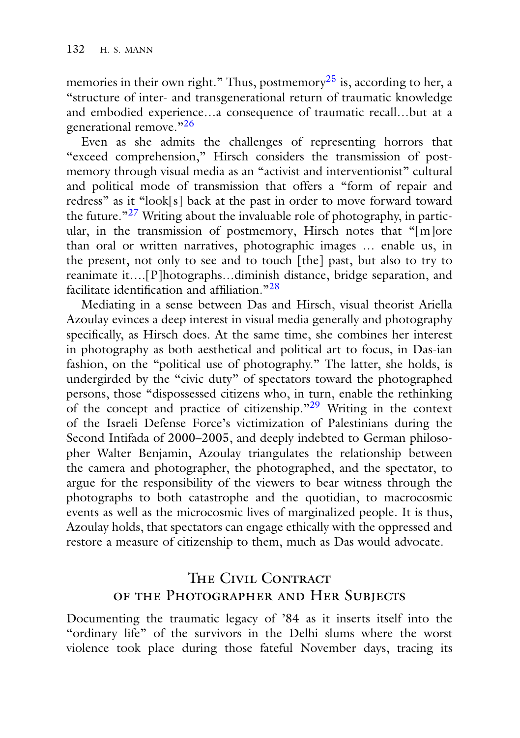memories in their own right." Thus, postmemory[25] is, according to her, a "structure of inter- and transgenerational return of traumatic knowledge and embodied experience…a consequence of traumatic recall…but at a generational remove."[26]

Even as she admits the challenges of representing horrors that "exceed comprehension," Hirsch considers the transmission of postmemory through visual media as an "activist and interventionist" cultural and political mode of transmission that offers a "form of repair and redress" as it "look[s] back at the past in order to move forward toward the future."[27] Writing about the invaluable role of photography, in particular, in the transmission of postmemory, Hirsch notes that "[m]ore than oral or written narratives, photographic images … enable us, in the present, not only to see and to touch [the] past, but also to try to reanimate it….[P]hotographs…diminish distance, bridge separation, and facilitate identification and affiliation."[28]

Mediating in a sense between Das and Hirsch, visual theorist Ariella Azoulay evinces a deep interest in visual media generally and photography specifically, as Hirsch does. At the same time, she combines her interest in photography as both aesthetical and political art to focus, in Das-ian fashion, on the "political use of photography." The latter, she holds, is undergirded by the "civic duty" of spectators toward the photographed persons, those "dispossessed citizens who, in turn, enable the rethinking of the concept and practice of citizenship."[29] Writing in the context of the Israeli Defense Force's victimization of Palestinians during the Second Intifada of 2000–2005, and deeply indebted to German philosopher Walter Benjamin, Azoulay triangulates the relationship between the camera and photographer, the photographed, and the spectator, to argue for the responsibility of the viewers to bear witness through the photographs to both catastrophe and the quotidian, to macrocosmic events as well as the microcosmic lives of marginalized people. It is thus, Azoulay holds, that spectators can engage ethically with the oppressed and restore a measure of citizenship to them, much as Das would advocate.

## The Civil Contract of the Photographer and Her Subjects

Documenting the traumatic legacy of '84 as it inserts itself into the "ordinary life" of the survivors in the Delhi slums where the worst violence took place during those fateful November days, tracing its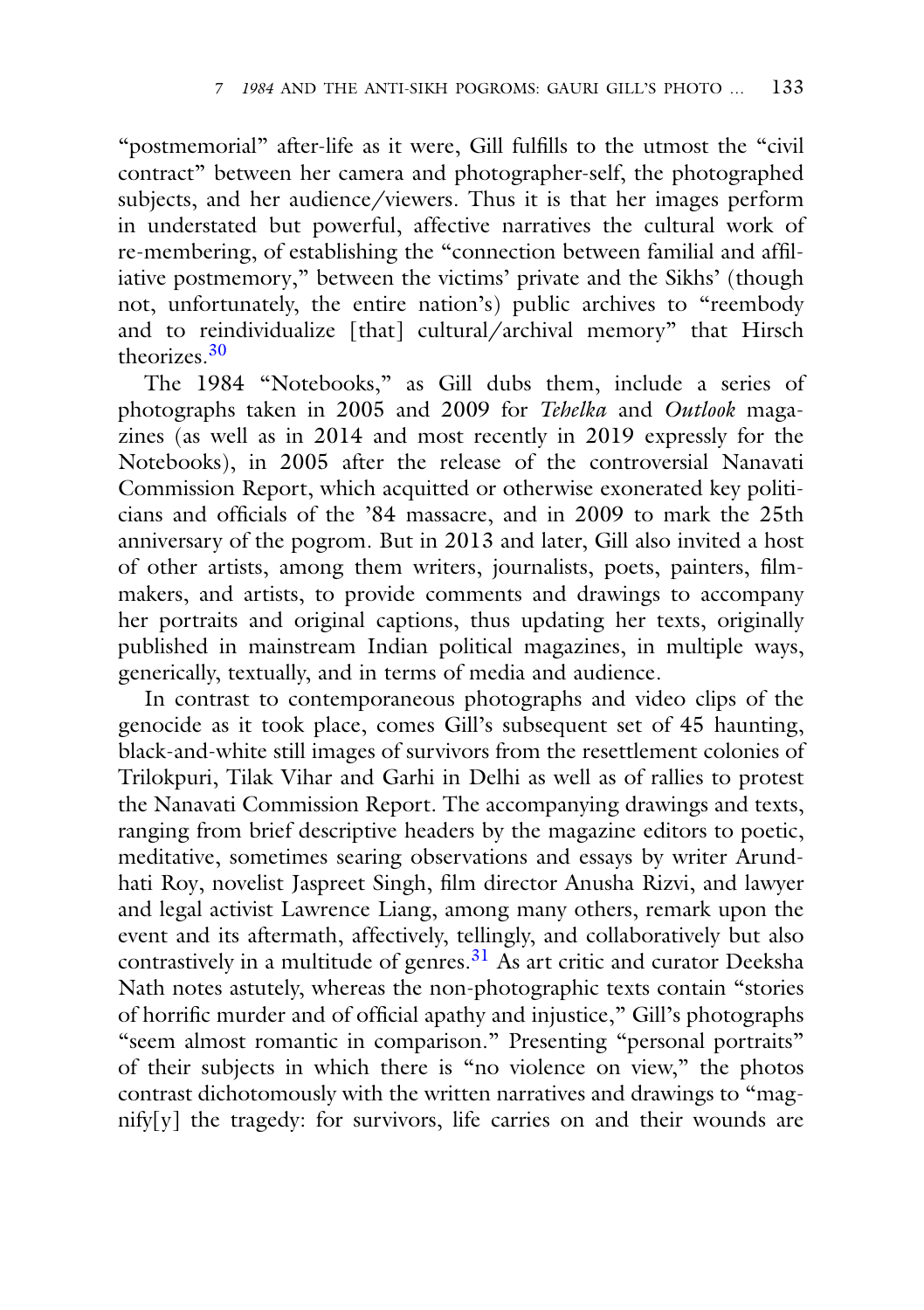"postmemorial" after-life as it were, Gill fulfills to the utmost the "civil contract" between her camera and photographer-self, the photographed subjects, and her audience/viewers. Thus it is that her images perform in understated but powerful, affective narratives the cultural work of re-membering, of establishing the "connection between familial and affiliative postmemory," between the victims' private and the Sikhs' (though not, unfortunately, the entire nation's) public archives to "reembody and to reindividualize [that] cultural/archival memory" that Hirsch theorizes.[30]

The 1984 "Notebooks," as Gill dubs them, include a series of photographs taken in 2005 and 2009 for *Tehelka* and *Outlook* magazines (as well as in 2014 and most recently in 2019 expressly for the Notebooks), in 2005 after the release of the controversial Nanavati Commission Report, which acquitted or otherwise exonerated key politicians and officials of the '84 massacre, and in 2009 to mark the 25th anniversary of the pogrom. But in 2013 and later, Gill also invited a host of other artists, among them writers, journalists, poets, painters, filmmakers, and artists, to provide comments and drawings to accompany her portraits and original captions, thus updating her texts, originally published in mainstream Indian political magazines, in multiple ways, generically, textually, and in terms of media and audience.

In contrast to contemporaneous photographs and video clips of the genocide as it took place, comes Gill's subsequent set of 45 haunting, black-and-white still images of survivors from the resettlement colonies of Trilokpuri, Tilak Vihar and Garhi in Delhi as well as of rallies to protest the Nanavati Commission Report. The accompanying drawings and texts, ranging from brief descriptive headers by the magazine editors to poetic, meditative, sometimes searing observations and essays by writer Arundhati Roy, novelist Jaspreet Singh, film director Anusha Rizvi, and lawyer and legal activist Lawrence Liang, among many others, remark upon the event and its aftermath, affectively, tellingly, and collaboratively but also contrastively in a multitude of genres.[31] As art critic and curator Deeksha Nath notes astutely, whereas the non-photographic texts contain "stories of horrific murder and of official apathy and injustice," Gill's photographs "seem almost romantic in comparison." Presenting "personal portraits" of their subjects in which there is "no violence on view," the photos contrast dichotomously with the written narratives and drawings to "magnify[y] the tragedy: for survivors, life carries on and their wounds are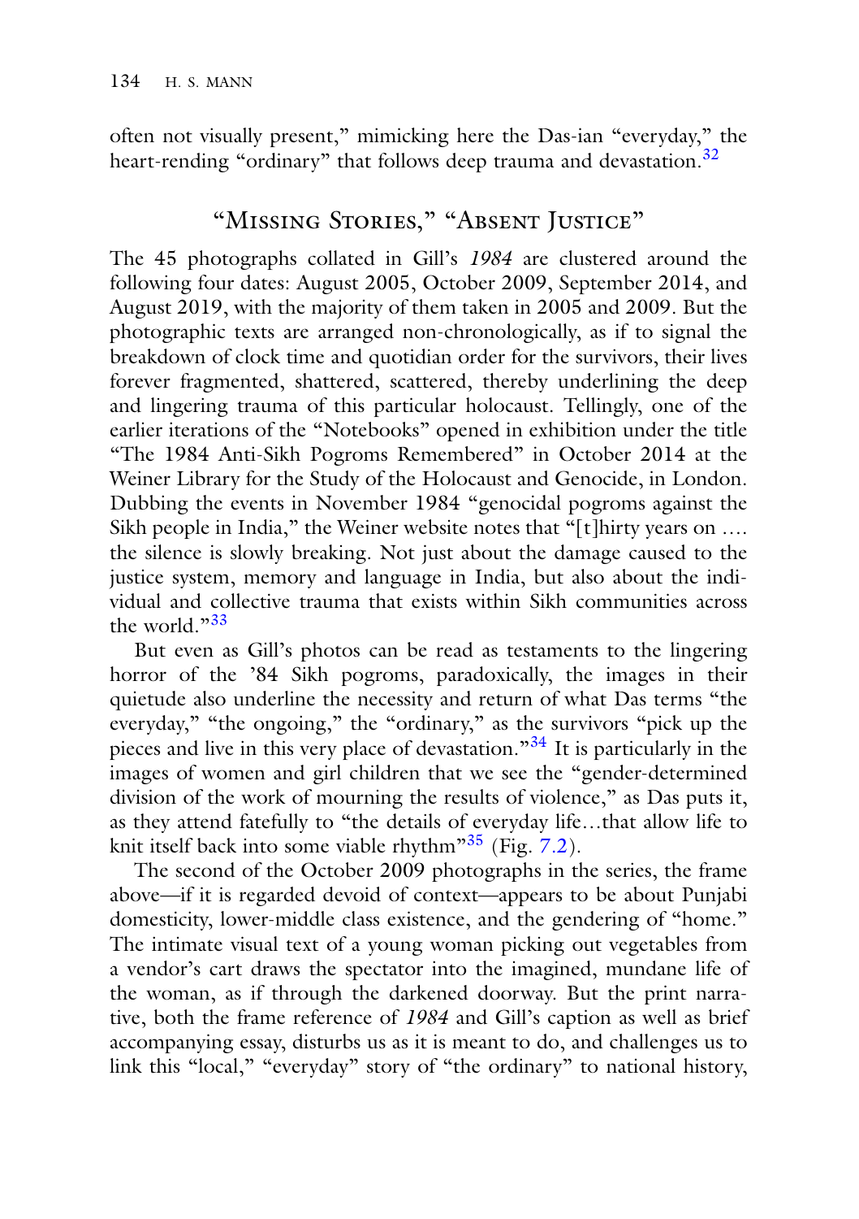often not visually present," mimicking here the Das-ian "everyday," the heart-rending "ordinary" that follows deep trauma and devastation.[32]

## "Missing Stories," "Absent Justice"

The 45 photographs collated in Gill's *1984* are clustered around the following four dates: August 2005, October 2009, September 2014, and August 2019, with the majority of them taken in 2005 and 2009. But the photographic texts are arranged non-chronologically, as if to signal the breakdown of clock time and quotidian order for the survivors, their lives forever fragmented, shattered, scattered, thereby underlining the deep and lingering trauma of this particular holocaust. Tellingly, one of the earlier iterations of the "Notebooks" opened in exhibition under the title "The 1984 Anti-Sikh Pogroms Remembered" in October 2014 at the Weiner Library for the Study of the Holocaust and Genocide, in London. Dubbing the events in November 1984 "genocidal pogroms against the Sikh people in India," the Weiner website notes that "[t]hirty years on …. the silence is slowly breaking. Not just about the damage caused to the justice system, memory and language in India, but also about the individual and collective trauma that exists within Sikh communities across the world."[33]

But even as Gill's photos can be read as testaments to the lingering horror of the '84 Sikh pogroms, paradoxically, the images in their quietude also underline the necessity and return of what Das terms "the everyday," "the ongoing," the "ordinary," as the survivors "pick up the pieces and live in this very place of devastation."[34] It is particularly in the images of women and girl children that we see the "gender-determined division of the work of mourning the results of violence," as Das puts it, as they attend fatefully to "the details of everyday life…that allow life to knit itself back into some viable rhythm"[35] (Fig. 7.2).

The second of the October 2009 photographs in the series, the frame above—if it is regarded devoid of context—appears to be about Punjabi domesticity, lower-middle class existence, and the gendering of "home." The intimate visual text of a young woman picking out vegetables from a vendor's cart draws the spectator into the imagined, mundane life of the woman, as if through the darkened doorway. But the print narrative, both the frame reference of *1984* and Gill's caption as well as brief accompanying essay, disturbs us as it is meant to do, and challenges us to link this "local," "everyday" story of "the ordinary" to national history,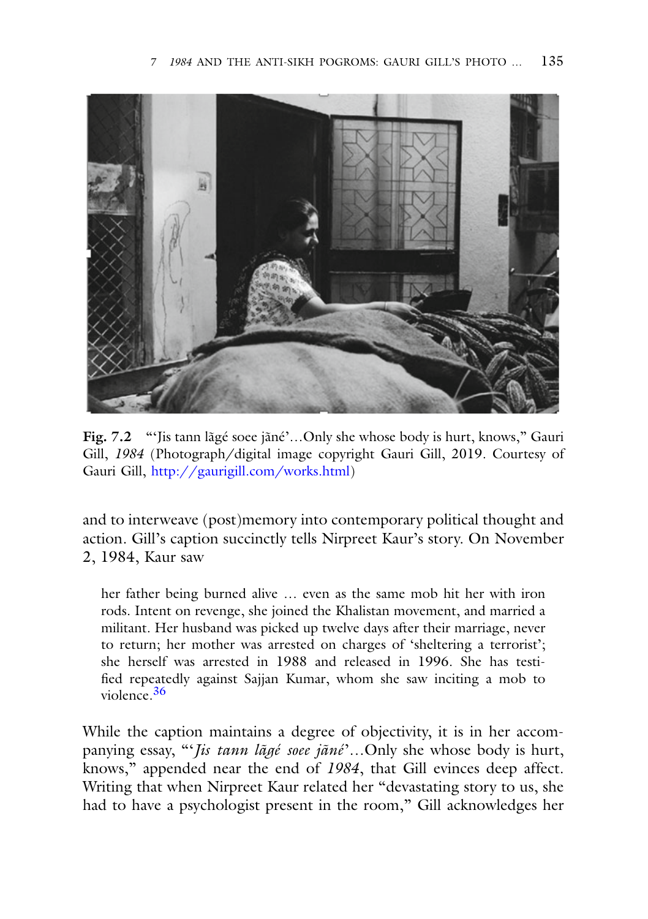**Fig. 7.2** "'Jis tann lãgé soee jãné'...Only she whose body is hurt, knows," Gauri Gill, *1984* (Photograph/digital image copyright Gauri Gill, 2019. Courtesy of Gauri Gill, http://gaurigill.com/works.html)

and to interweave (post)memory into contemporary political thought and action. Gill's caption succinctly tells Nirpreet Kaur's story. On November 2, 1984, Kaur saw

> her father being burned alive … even as the same mob hit her with iron rods. Intent on revenge, she joined the Khalistan movement, and married a militant. Her husband was picked up twelve days after their marriage, never to return; her mother was arrested on charges of 'sheltering a terrorist'; she herself was arrested in 1988 and released in 1996. She has testified repeatedly against Sajjan Kumar, whom she saw inciting a mob to violence.[36]

While the caption maintains a degree of objectivity, it is in her accompanying essay, "'*Jis tann lãgé soee jãné*'...Only she whose body is hurt, knows," appended near the end of *1984*, that Gill evinces deep affect. Writing that when Nirpreet Kaur related her "devastating story to us, she had to have a psychologist present in the room," Gill acknowledges her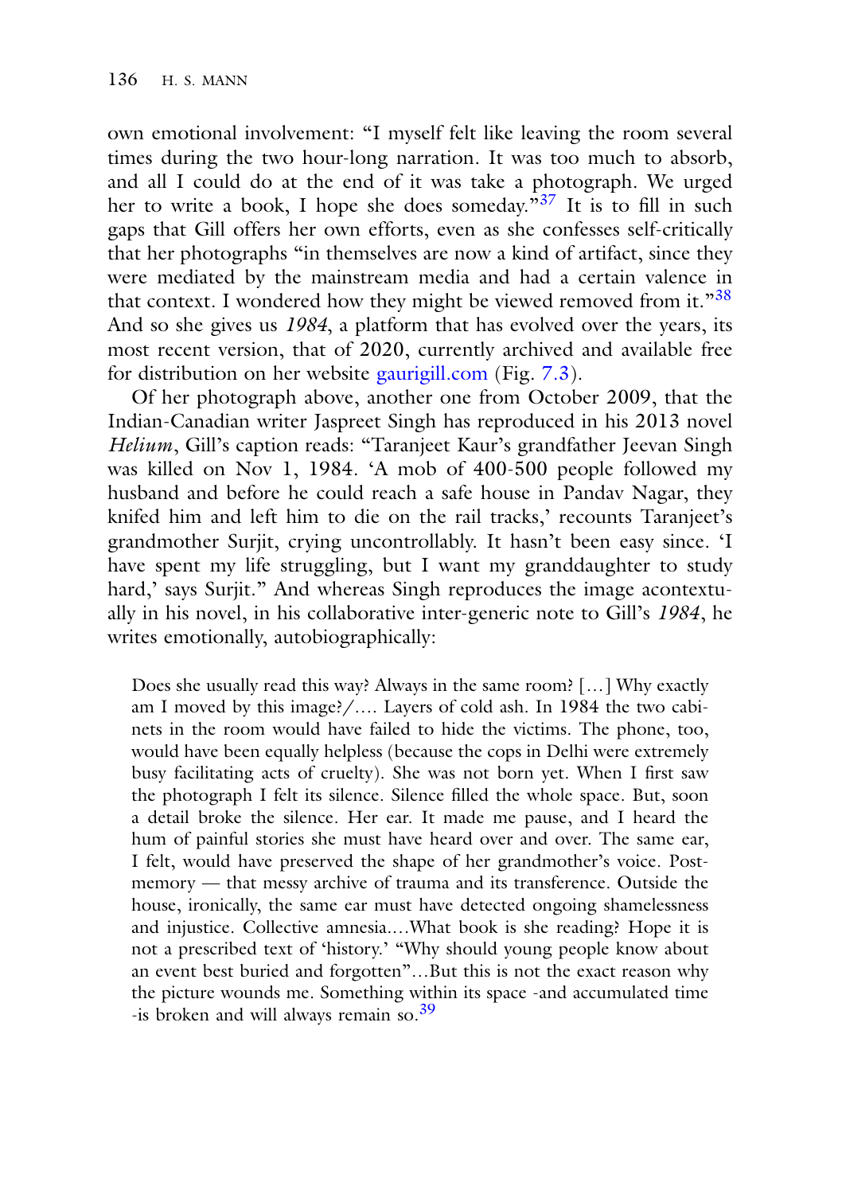own emotional involvement: "I myself felt like leaving the room several times during the two hour-long narration. It was too much to absorb, and all I could do at the end of it was take a photograph. We urged her to write a book, I hope she does someday."[37] It is to fill in such gaps that Gill offers her own efforts, even as she confesses self-critically that her photographs "in themselves are now a kind of artifact, since they were mediated by the mainstream media and had a certain valence in that context. I wondered how they might be viewed removed from it."[38] And so she gives us *1984*, a platform that has evolved over the years, its most recent version, that of 2020, currently archived and available free for distribution on her website gaurigill.com (Fig. 7.3).

Of her photograph above, another one from October 2009, that the Indian-Canadian writer Jaspreet Singh has reproduced in his 2013 novel *Helium*, Gill's caption reads: "Taranjeet Kaur's grandfather Jeevan Singh was killed on Nov 1, 1984. 'A mob of 400-500 people followed my husband and before he could reach a safe house in Pandav Nagar, they knifed him and left him to die on the rail tracks,' recounts Taranjeet's grandmother Surjit, crying uncontrollably. It hasn't been easy since. 'I have spent my life struggling, but I want my granddaughter to study hard,' says Surjit." And whereas Singh reproduces the image acontextually in his novel, in his collaborative inter-generic note to Gill's *1984*, he writes emotionally, autobiographically:

> Does she usually read this way? Always in the same room? [...] Why exactly am I moved by this image?/.... Layers of cold ash. In 1984 the two cabinets in the room would have failed to hide the victims. The phone, too, would have been equally helpless (because the cops in Delhi were extremely busy facilitating acts of cruelty). She was not born yet. When I first saw the photograph I felt its silence. Silence filled the whole space. But, soon a detail broke the silence. Her ear. It made me pause, and I heard the hum of painful stories she must have heard over and over. The same ear, I felt, would have preserved the shape of her grandmother's voice. Post-memory — that messy archive of trauma and its transference. Outside the house, ironically, the same ear must have detected ongoing shamelessness and injustice. Collective amnesia....What book is she reading? Hope it is not a prescribed text of 'history.' "Why should young people know about an event best buried and forgotten"...But this is not the exact reason why the picture wounds me. Something within its space -and accumulated time -is broken and will always remain so.[39]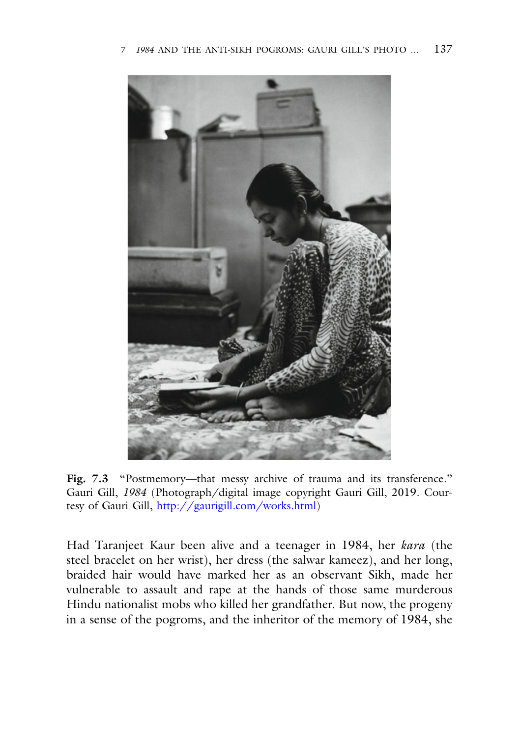**Fig. 7.3** "Postmemory—that messy archive of trauma and its transference." Gauri Gill, *1984* (Photograph/digital image copyright Gauri Gill, 2019. Courtesy of Gauri Gill, http://gaurigill.com/works.html)

Had Taranjeet Kaur been alive and a teenager in 1984, her *kara* (the steel bracelet on her wrist), her dress (the salwar kameez), and her long, braided hair would have marked her as an observant Sikh, made her vulnerable to assault and rape at the hands of those same murderous Hindu nationalist mobs who killed her grandfather. But now, the progeny in a sense of the pogroms, and the inheritor of the memory of 1984, she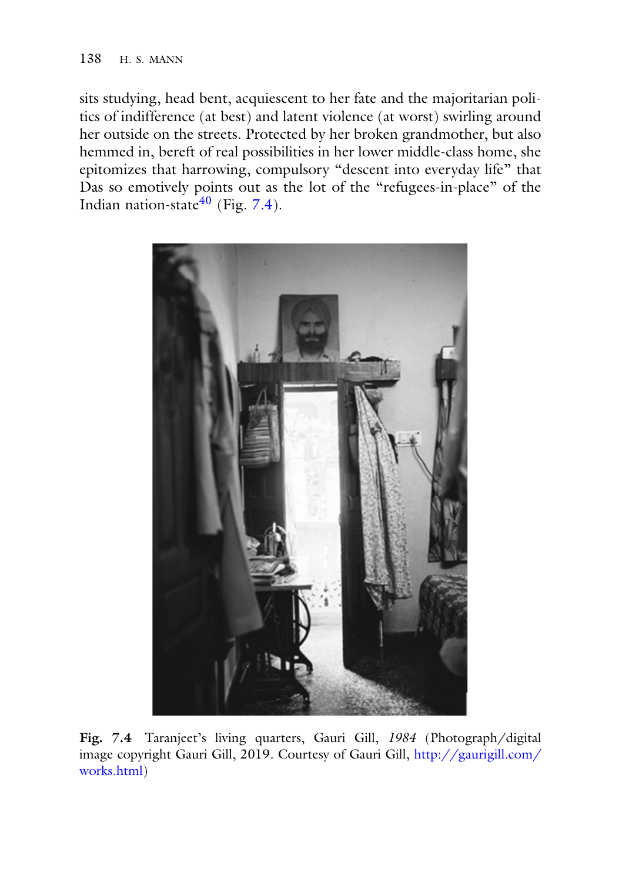sits studying, head bent, acquiescent to her fate and the majoritarian politics of indifference (at best) and latent violence (at worst) swirling around her outside on the streets. Protected by her broken grandmother, but also hemmed in, bereft of real possibilities in her lower middle-class home, she epitomizes that harrowing, compulsory "descent into everyday life" that Das so emotively points out as the lot of the "refugees-in-place" of the Indian nation-state[40] (Fig. 7.4).

**Fig. 7.4** Taranjeet's living quarters, Gauri Gill, *1984* (Photograph/digital image copyright Gauri Gill, 2019. Courtesy of Gauri Gill, http://gaurigill.com/works.html)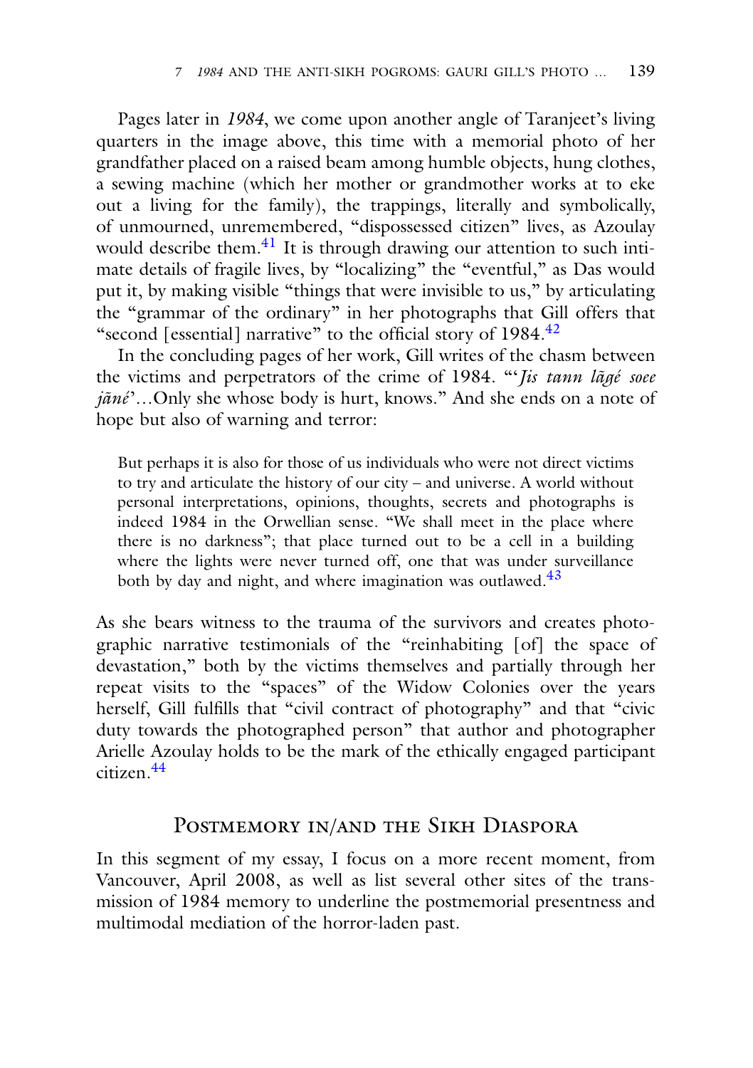Pages later in *1984*, we come upon another angle of Taranjeet's living quarters in the image above, this time with a memorial photo of her grandfather placed on a raised beam among humble objects, hung clothes, a sewing machine (which her mother or grandmother works at to eke out a living for the family), the trappings, literally and symbolically, of unmourned, unremembered, "dispossessed citizen" lives, as Azoulay would describe them.[41] It is through drawing our attention to such intimate details of fragile lives, by "localizing" the "eventful," as Das would put it, by making visible "things that were invisible to us," by articulating the "grammar of the ordinary" in her photographs that Gill offers that "second [essential] narrative" to the official story of 1984.[42]

In the concluding pages of her work, Gill writes of the chasm between the victims and perpetrators of the crime of 1984. "'*Jis tann lãgé soee jãné*'…Only she whose body is hurt, knows." And she ends on a note of hope but also of warning and terror:

> But perhaps it is also for those of us individuals who were not direct victims to try and articulate the history of our city – and universe. A world without personal interpretations, opinions, thoughts, secrets and photographs is indeed 1984 in the Orwellian sense. "We shall meet in the place where there is no darkness"; that place turned out to be a cell in a building where the lights were never turned off, one that was under surveillance both by day and night, and where imagination was outlawed.[43]

As she bears witness to the trauma of the survivors and creates photographic narrative testimonials of the "reinhabiting [of] the space of devastation," both by the victims themselves and partially through her repeat visits to the "spaces" of the Widow Colonies over the years herself, Gill fulfills that "civil contract of photography" and that "civic duty towards the photographed person" that author and photographer Arielle Azoulay holds to be the mark of the ethically engaged participant citizen.[44]

## Postmemory in/and the Sikh Diaspora

In this segment of my essay, I focus on a more recent moment, from Vancouver, April 2008, as well as list several other sites of the transmission of 1984 memory to underline the postmemorial presentness and multimodal mediation of the horror-laden past.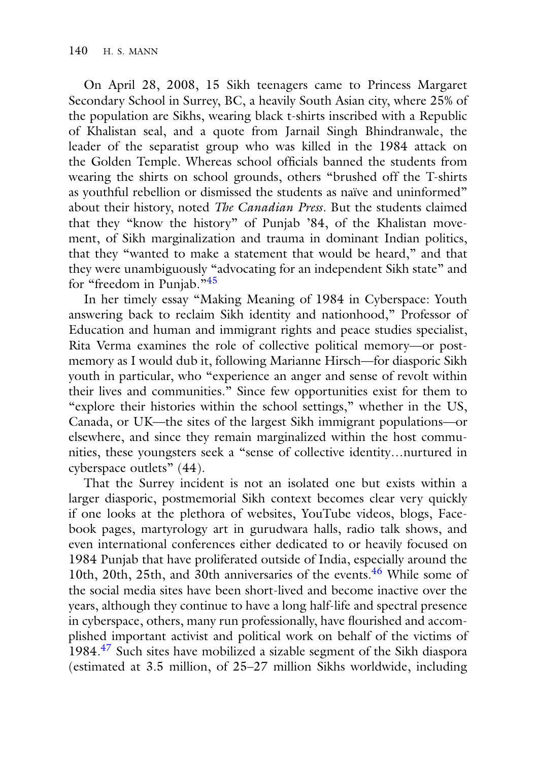On April 28, 2008, 15 Sikh teenagers came to Princess Margaret Secondary School in Surrey, BC, a heavily South Asian city, where 25% of the population are Sikhs, wearing black t-shirts inscribed with a Republic of Khalistan seal, and a quote from Jarnail Singh Bhindranwale, the leader of the separatist group who was killed in the 1984 attack on the Golden Temple. Whereas school officials banned the students from wearing the shirts on school grounds, others "brushed off the T-shirts as youthful rebellion or dismissed the students as naïve and uninformed" about their history, noted *The Canadian Press*. But the students claimed that they "know the history" of Punjab '84, of the Khalistan movement, of Sikh marginalization and trauma in dominant Indian politics, that they "wanted to make a statement that would be heard," and that they were unambiguously "advocating for an independent Sikh state" and for "freedom in Punjab."[45]

In her timely essay "Making Meaning of 1984 in Cyberspace: Youth answering back to reclaim Sikh identity and nationhood," Professor of Education and human and immigrant rights and peace studies specialist, Rita Verma examines the role of collective political memory—or postmemory as I would dub it, following Marianne Hirsch—for diasporic Sikh youth in particular, who "experience an anger and sense of revolt within their lives and communities." Since few opportunities exist for them to "explore their histories within the school settings," whether in the US, Canada, or UK—the sites of the largest Sikh immigrant populations—or elsewhere, and since they remain marginalized within the host communities, these youngsters seek a "sense of collective identity…nurtured in cyberspace outlets" (44).

That the Surrey incident is not an isolated one but exists within a larger diasporic, postmemorial Sikh context becomes clear very quickly if one looks at the plethora of websites, YouTube videos, blogs, Facebook pages, martyrology art in gurudwara halls, radio talk shows, and even international conferences either dedicated to or heavily focused on 1984 Punjab that have proliferated outside of India, especially around the 10th, 20th, 25th, and 30th anniversaries of the events.[46] While some of the social media sites have been short-lived and become inactive over the years, although they continue to have a long half-life and spectral presence in cyberspace, others, many run professionally, have flourished and accomplished important activist and political work on behalf of the victims of 1984.[47] Such sites have mobilized a sizable segment of the Sikh diaspora (estimated at 3.5 million, of 25–27 million Sikhs worldwide, including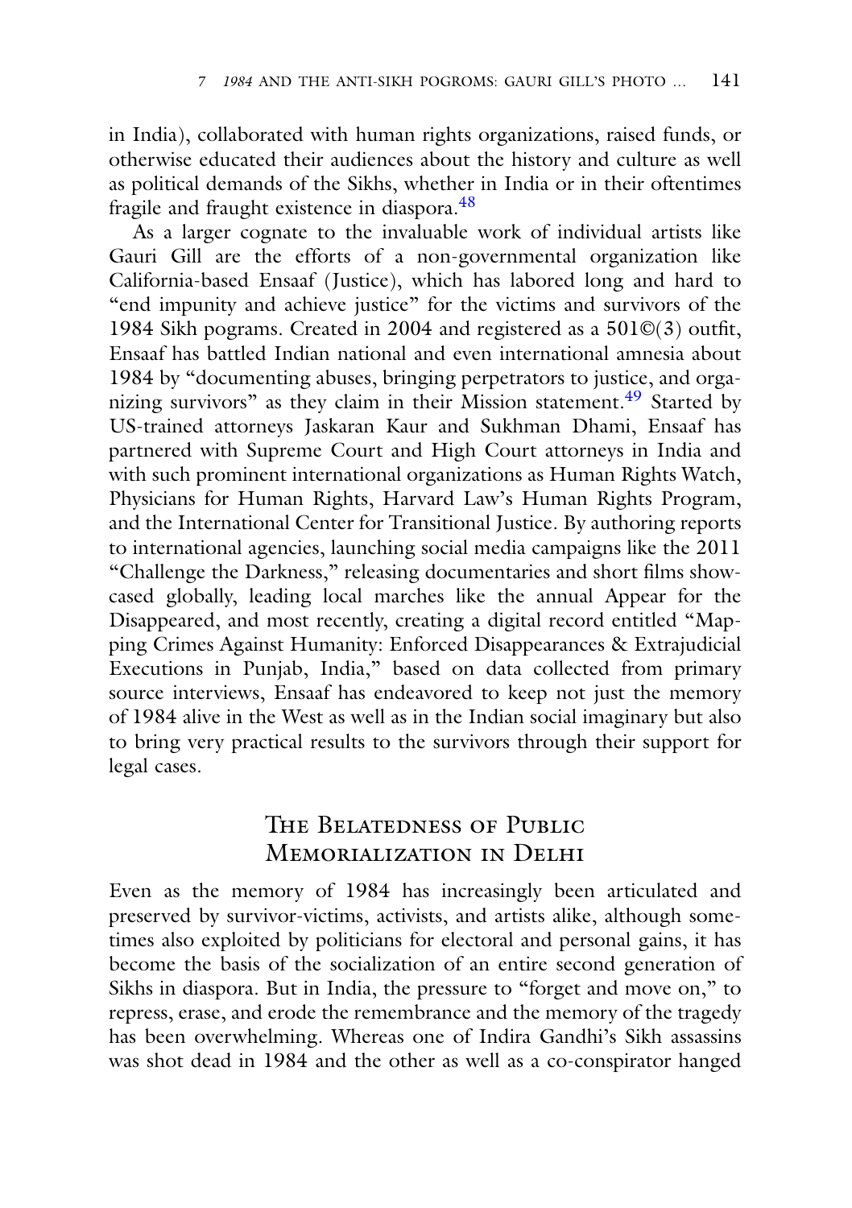in India), collaborated with human rights organizations, raised funds, or otherwise educated their audiences about the history and culture as well as political demands of the Sikhs, whether in India or in their oftentimes fragile and fraught existence in diaspora.[48]

As a larger cognate to the invaluable work of individual artists like Gauri Gill are the efforts of a non-governmental organization like California-based Ensaaf (Justice), which has labored long and hard to "end impunity and achieve justice" for the victims and survivors of the 1984 Sikh pograms. Created in 2004 and registered as a 501©(3) outfit, Ensaaf has battled Indian national and even international amnesia about 1984 by "documenting abuses, bringing perpetrators to justice, and organizing survivors" as they claim in their Mission statement.[49] Started by US-trained attorneys Jaskaran Kaur and Sukhman Dhami, Ensaaf has partnered with Supreme Court and High Court attorneys in India and with such prominent international organizations as Human Rights Watch, Physicians for Human Rights, Harvard Law's Human Rights Program, and the International Center for Transitional Justice. By authoring reports to international agencies, launching social media campaigns like the 2011 "Challenge the Darkness," releasing documentaries and short films showcased globally, leading local marches like the annual Appear for the Disappeared, and most recently, creating a digital record entitled "Mapping Crimes Against Humanity: Enforced Disappearances & Extrajudicial Executions in Punjab, India," based on data collected from primary source interviews, Ensaaf has endeavored to keep not just the memory of 1984 alive in the West as well as in the Indian social imaginary but also to bring very practical results to the survivors through their support for legal cases.

## The Belatedness of Public Memorialization in Delhi

Even as the memory of 1984 has increasingly been articulated and preserved by survivor-victims, activists, and artists alike, although sometimes also exploited by politicians for electoral and personal gains, it has become the basis of the socialization of an entire second generation of Sikhs in diaspora. But in India, the pressure to "forget and move on," to repress, erase, and erode the remembrance and the memory of the tragedy has been overwhelming. Whereas one of Indira Gandhi's Sikh assassins was shot dead in 1984 and the other as well as a co-conspirator hanged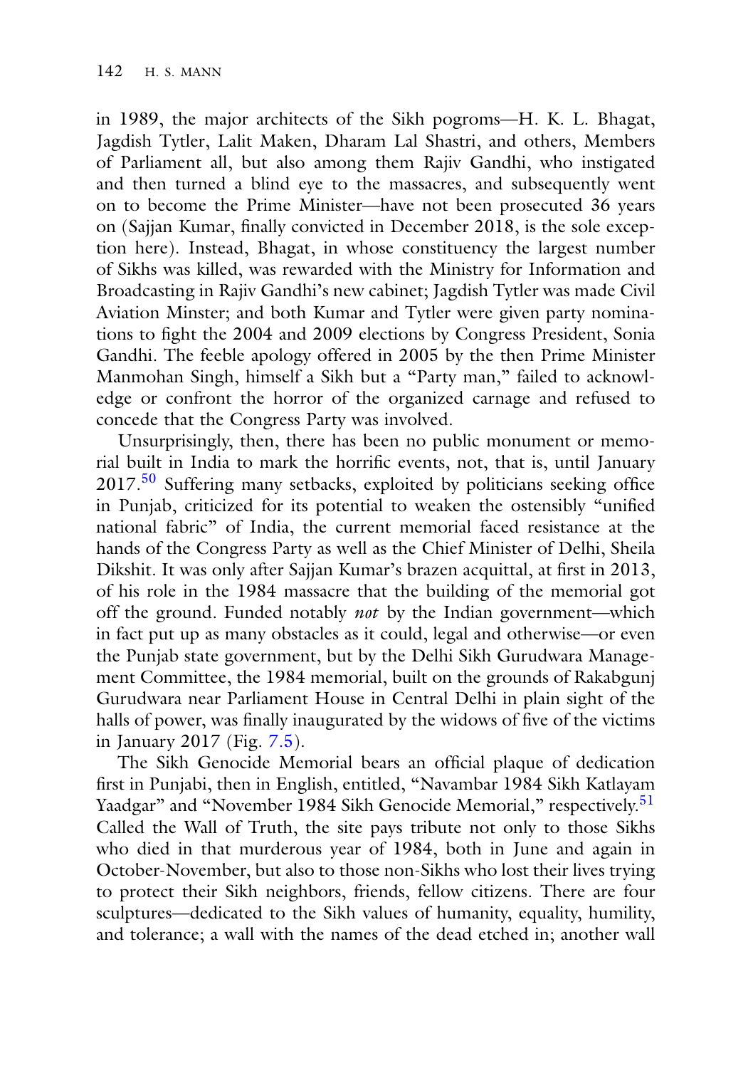in 1989, the major architects of the Sikh pogroms—H. K. L. Bhagat, Jagdish Tytler, Lalit Maken, Dharam Lal Shastri, and others, Members of Parliament all, but also among them Rajiv Gandhi, who instigated and then turned a blind eye to the massacres, and subsequently went on to become the Prime Minister—have not been prosecuted 36 years on (Sajjan Kumar, finally convicted in December 2018, is the sole exception here). Instead, Bhagat, in whose constituency the largest number of Sikhs was killed, was rewarded with the Ministry for Information and Broadcasting in Rajiv Gandhi's new cabinet; Jagdish Tytler was made Civil Aviation Minster; and both Kumar and Tytler were given party nominations to fight the 2004 and 2009 elections by Congress President, Sonia Gandhi. The feeble apology offered in 2005 by the then Prime Minister Manmohan Singh, himself a Sikh but a "Party man," failed to acknowledge or confront the horror of the organized carnage and refused to concede that the Congress Party was involved.

Unsurprisingly, then, there has been no public monument or memorial built in India to mark the horrific events, not, that is, until January 2017.[50] Suffering many setbacks, exploited by politicians seeking office in Punjab, criticized for its potential to weaken the ostensibly "unified national fabric" of India, the current memorial faced resistance at the hands of the Congress Party as well as the Chief Minister of Delhi, Sheila Dikshit. It was only after Sajjan Kumar's brazen acquittal, at first in 2013, of his role in the 1984 massacre that the building of the memorial got off the ground. Funded notably *not* by the Indian government—which in fact put up as many obstacles as it could, legal and otherwise—or even the Punjab state government, but by the Delhi Sikh Gurudwara Management Committee, the 1984 memorial, built on the grounds of Rakabgunj Gurudwara near Parliament House in Central Delhi in plain sight of the halls of power, was finally inaugurated by the widows of five of the victims in January 2017 (Fig. 7.5).

The Sikh Genocide Memorial bears an official plaque of dedication first in Punjabi, then in English, entitled, "Navambar 1984 Sikh Katlayam Yaadgar" and "November 1984 Sikh Genocide Memorial," respectively.[51] Called the Wall of Truth, the site pays tribute not only to those Sikhs who died in that murderous year of 1984, both in June and again in October-November, but also to those non-Sikhs who lost their lives trying to protect their Sikh neighbors, friends, fellow citizens. There are four sculptures—dedicated to the Sikh values of humanity, equality, humility, and tolerance; a wall with the names of the dead etched in; another wall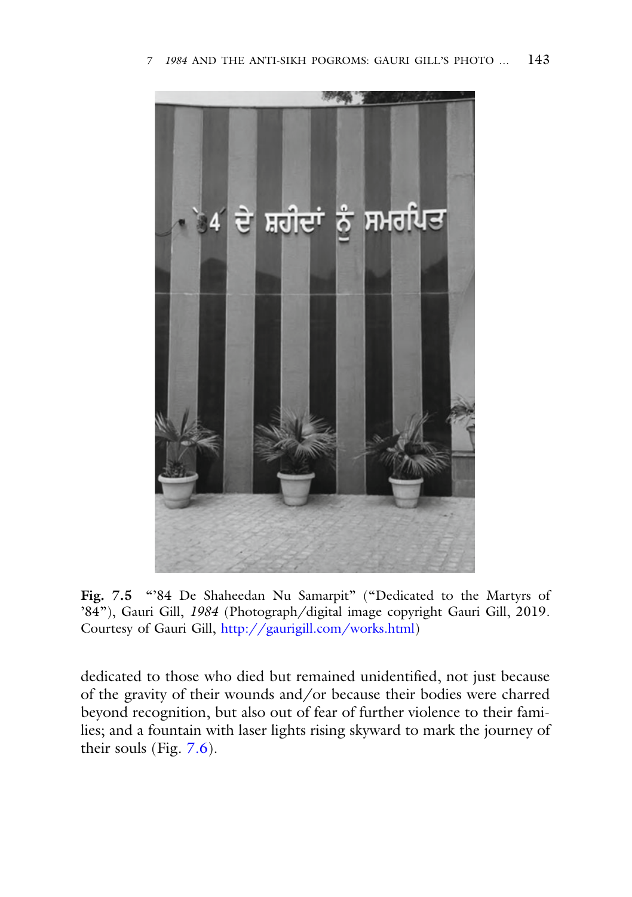**Fig. 7.5** "'84 De Shaheedan Nu Samarpit" ("Dedicated to the Martyrs of '84"), Gauri Gill, *1984* (Photograph/digital image copyright Gauri Gill, 2019. Courtesy of Gauri Gill, http://gaurigill.com/works.html)

dedicated to those who died but remained unidentified, not just because of the gravity of their wounds and/or because their bodies were charred beyond recognition, but also out of fear of further violence to their families; and a fountain with laser lights rising skyward to mark the journey of their souls (Fig. 7.6).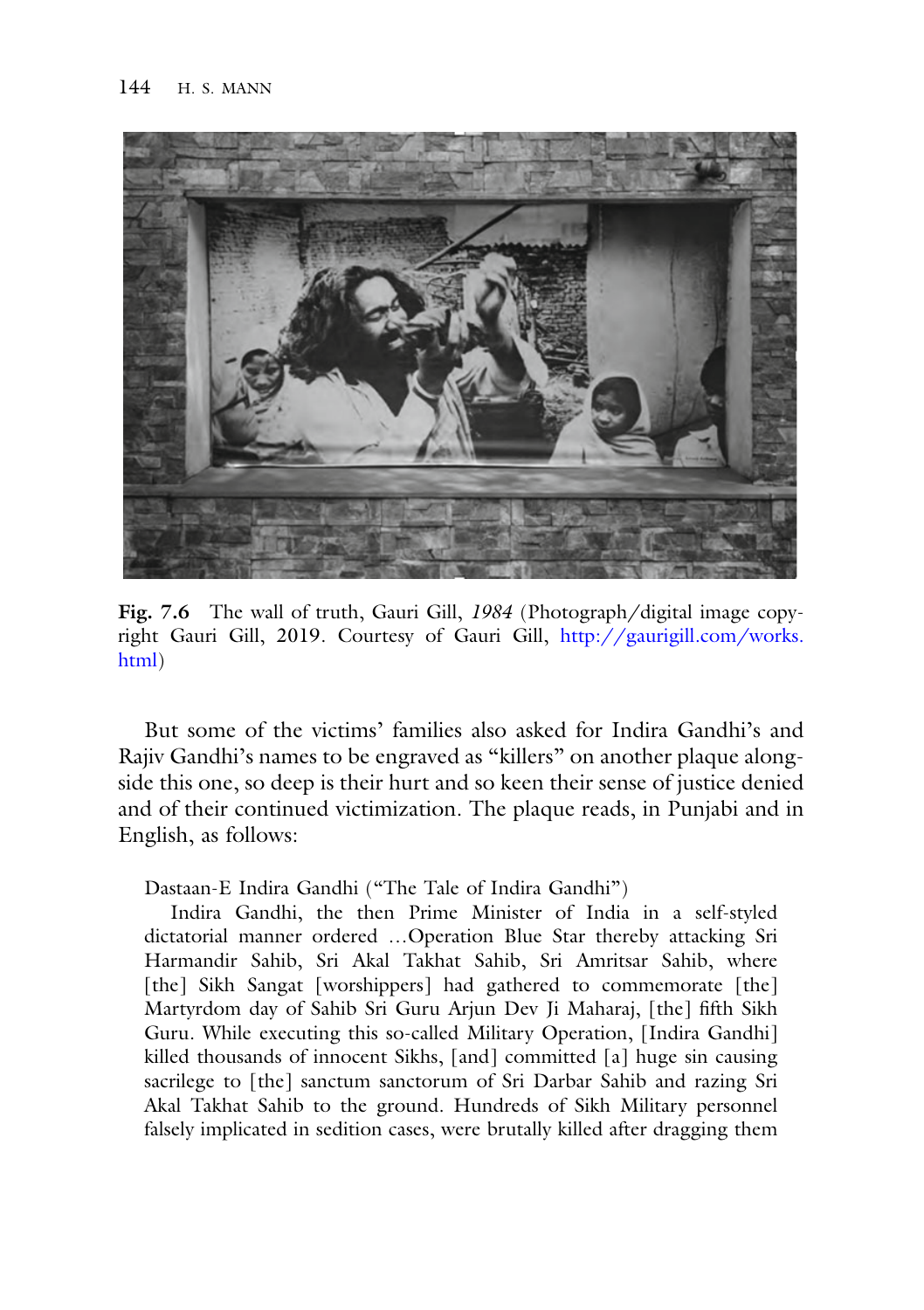**Fig. 7.6** The wall of truth, Gauri Gill, *1984* (Photograph/digital image copyright Gauri Gill, 2019. Courtesy of Gauri Gill, http://gaurigill.com/works.html)

But some of the victims' families also asked for Indira Gandhi's and Rajiv Gandhi's names to be engraved as "killers" on another plaque alongside this one, so deep is their hurt and so keen their sense of justice denied and of their continued victimization. The plaque reads, in Punjabi and in English, as follows:

> Dastaan-E Indira Gandhi ("The Tale of Indira Gandhi")
>
> Indira Gandhi, the then Prime Minister of India in a self-styled dictatorial manner ordered …Operation Blue Star thereby attacking Sri Harmandir Sahib, Sri Akal Takhat Sahib, Sri Amritsar Sahib, where [the] Sikh Sangat [worshippers] had gathered to commemorate [the] Martyrdom day of Sahib Sri Guru Arjun Dev Ji Maharaj, [the] fifth Sikh Guru. While executing this so-called Military Operation, [Indira Gandhi] killed thousands of innocent Sikhs, [and] committed [a] huge sin causing sacrilege to [the] sanctum sanctorum of Sri Darbar Sahib and razing Sri Akal Takhat Sahib to the ground. Hundreds of Sikh Military personnel falsely implicated in sedition cases, were brutally killed after dragging them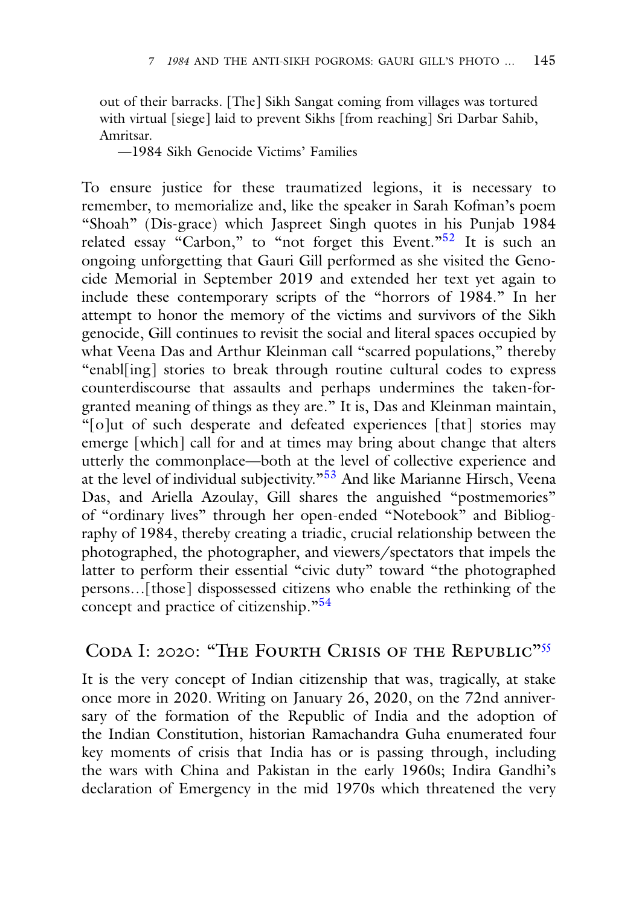> out of their barracks. [The] Sikh Sangat coming from villages was tortured with virtual [siege] laid to prevent Sikhs [from reaching] Sri Darbar Sahib, Amritsar.
>
> —1984 Sikh Genocide Victims' Families

To ensure justice for these traumatized legions, it is necessary to remember, to memorialize and, like the speaker in Sarah Kofman's poem "Shoah" (Dis-grace) which Jaspreet Singh quotes in his Punjab 1984 related essay "Carbon," to "not forget this Event."[52] It is such an ongoing unforgetting that Gauri Gill performed as she visited the Genocide Memorial in September 2019 and extended her text yet again to include these contemporary scripts of the "horrors of 1984." In her attempt to honor the memory of the victims and survivors of the Sikh genocide, Gill continues to revisit the social and literal spaces occupied by what Veena Das and Arthur Kleinman call "scarred populations," thereby "enabl[ing] stories to break through routine cultural codes to express counterdiscourse that assaults and perhaps undermines the taken-for-granted meaning of things as they are." It is, Das and Kleinman maintain, "[o]ut of such desperate and defeated experiences [that] stories may emerge [which] call for and at times may bring about change that alters utterly the commonplace—both at the level of collective experience and at the level of individual subjectivity."[53] And like Marianne Hirsch, Veena Das, and Ariella Azoulay, Gill shares the anguished "postmemories" of "ordinary lives" through her open-ended "Notebook" and Bibliography of 1984, thereby creating a triadic, crucial relationship between the photographed, the photographer, and viewers/spectators that impels the latter to perform their essential "civic duty" toward "the photographed persons…[those] dispossessed citizens who enable the rethinking of the concept and practice of citizenship."[54]

## Coda I: 2020: "The Fourth Crisis of the Republic"[55]

It is the very concept of Indian citizenship that was, tragically, at stake once more in 2020. Writing on January 26, 2020, on the 72nd anniversary of the formation of the Republic of India and the adoption of the Indian Constitution, historian Ramachandra Guha enumerated four key moments of crisis that India has or is passing through, including the wars with China and Pakistan in the early 1960s; Indira Gandhi's declaration of Emergency in the mid 1970s which threatened the very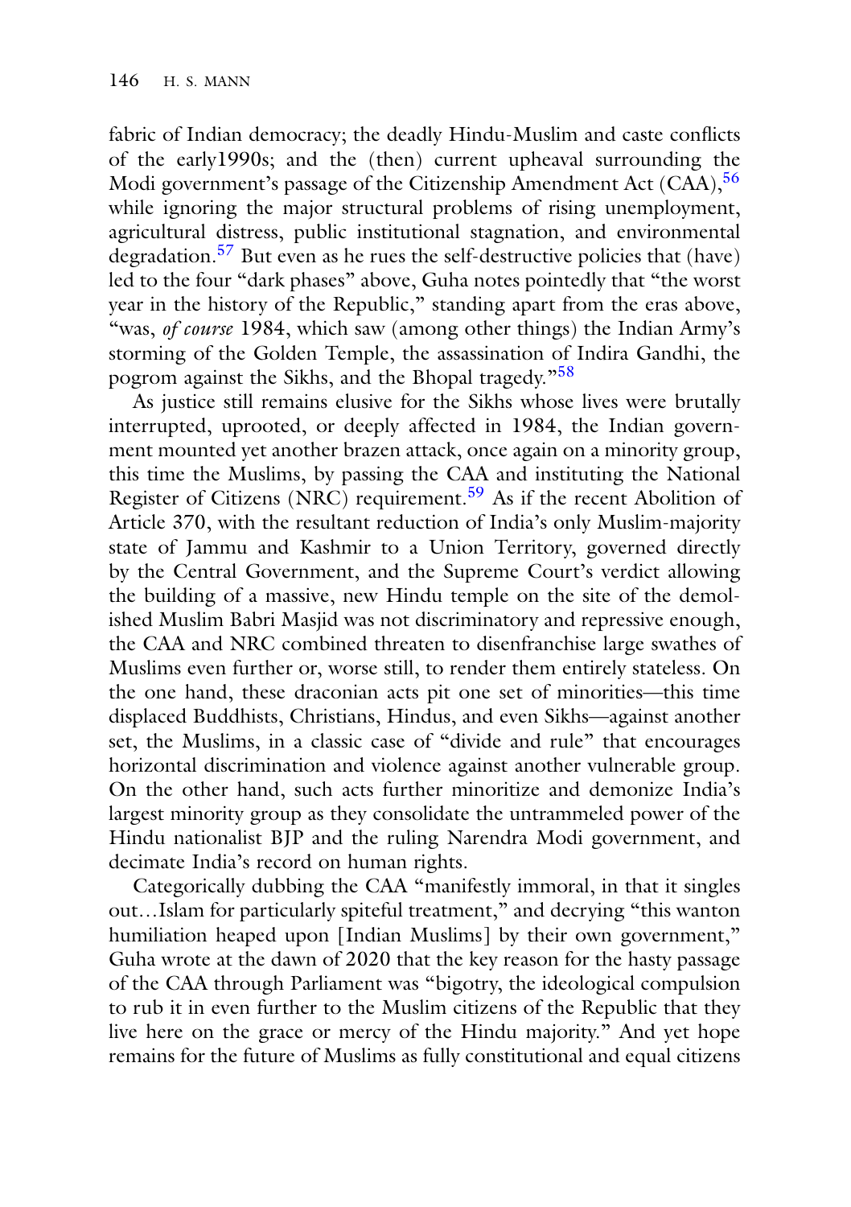fabric of Indian democracy; the deadly Hindu-Muslim and caste conflicts of the early1990s; and the (then) current upheaval surrounding the Modi government's passage of the Citizenship Amendment Act (CAA),[56] while ignoring the major structural problems of rising unemployment, agricultural distress, public institutional stagnation, and environmental degradation.[57] But even as he rues the self-destructive policies that (have) led to the four "dark phases" above, Guha notes pointedly that "the worst year in the history of the Republic," standing apart from the eras above, "was, *of course* 1984, which saw (among other things) the Indian Army's storming of the Golden Temple, the assassination of Indira Gandhi, the pogrom against the Sikhs, and the Bhopal tragedy."[58]

As justice still remains elusive for the Sikhs whose lives were brutally interrupted, uprooted, or deeply affected in 1984, the Indian government mounted yet another brazen attack, once again on a minority group, this time the Muslims, by passing the CAA and instituting the National Register of Citizens (NRC) requirement.[59] As if the recent Abolition of Article 370, with the resultant reduction of India's only Muslim-majority state of Jammu and Kashmir to a Union Territory, governed directly by the Central Government, and the Supreme Court's verdict allowing the building of a massive, new Hindu temple on the site of the demolished Muslim Babri Masjid was not discriminatory and repressive enough, the CAA and NRC combined threaten to disenfranchise large swathes of Muslims even further or, worse still, to render them entirely stateless. On the one hand, these draconian acts pit one set of minorities—this time displaced Buddhists, Christians, Hindus, and even Sikhs—against another set, the Muslims, in a classic case of "divide and rule" that encourages horizontal discrimination and violence against another vulnerable group. On the other hand, such acts further minoritize and demonize India's largest minority group as they consolidate the untrammeled power of the Hindu nationalist BJP and the ruling Narendra Modi government, and decimate India's record on human rights.

Categorically dubbing the CAA "manifestly immoral, in that it singles out…Islam for particularly spiteful treatment," and decrying "this wanton humiliation heaped upon [Indian Muslims] by their own government," Guha wrote at the dawn of 2020 that the key reason for the hasty passage of the CAA through Parliament was "bigotry, the ideological compulsion to rub it in even further to the Muslim citizens of the Republic that they live here on the grace or mercy of the Hindu majority." And yet hope remains for the future of Muslims as fully constitutional and equal citizens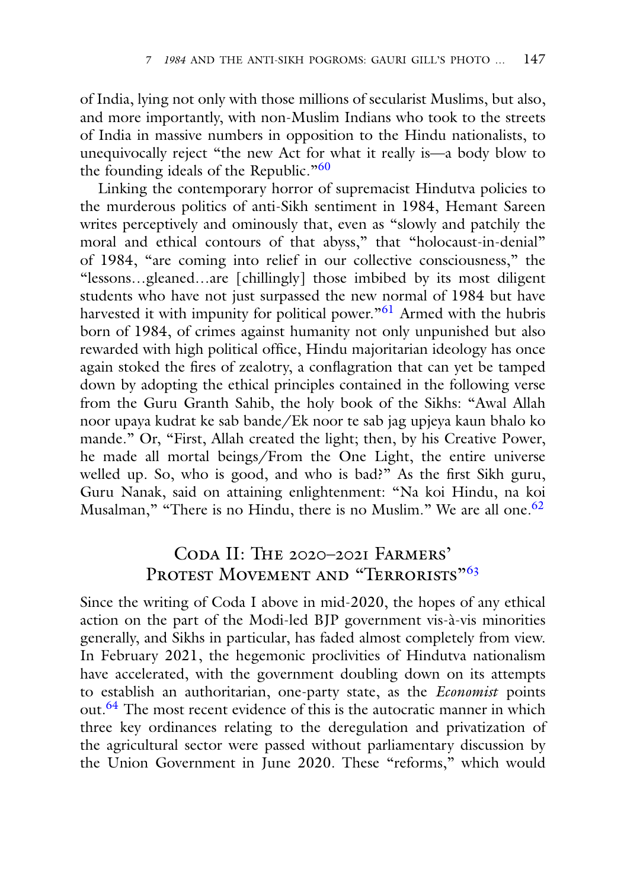of India, lying not only with those millions of secularist Muslims, but also, and more importantly, with non-Muslim Indians who took to the streets of India in massive numbers in opposition to the Hindu nationalists, to unequivocally reject "the new Act for what it really is—a body blow to the founding ideals of the Republic."[60]

Linking the contemporary horror of supremacist Hindutva policies to the murderous politics of anti-Sikh sentiment in 1984, Hemant Sareen writes perceptively and ominously that, even as "slowly and patchily the moral and ethical contours of that abyss," that "holocaust-in-denial" of 1984, "are coming into relief in our collective consciousness," the "lessons…gleaned…are [chillingly] those imbibed by its most diligent students who have not just surpassed the new normal of 1984 but have harvested it with impunity for political power."[61] Armed with the hubris born of 1984, of crimes against humanity not only unpunished but also rewarded with high political office, Hindu majoritarian ideology has once again stoked the fires of zealotry, a conflagration that can yet be tamped down by adopting the ethical principles contained in the following verse from the Guru Granth Sahib, the holy book of the Sikhs: "Awal Allah noor upaya kudrat ke sab bande/Ek noor te sab jag upjeya kaun bhalo ko mande." Or, "First, Allah created the light; then, by his Creative Power, he made all mortal beings/From the One Light, the entire universe welled up. So, who is good, and who is bad?" As the first Sikh guru, Guru Nanak, said on attaining enlightenment: "Na koi Hindu, na koi Musalman," "There is no Hindu, there is no Muslim." We are all one.[62]

## Coda II: The 2020–2021 Farmers' Protest Movement and "Terrorists"[63]

Since the writing of Coda I above in mid-2020, the hopes of any ethical action on the part of the Modi-led BJP government vis-à-vis minorities generally, and Sikhs in particular, has faded almost completely from view. In February 2021, the hegemonic proclivities of Hindutva nationalism have accelerated, with the government doubling down on its attempts to establish an authoritarian, one-party state, as the *Economist* points out.[64] The most recent evidence of this is the autocratic manner in which three key ordinances relating to the deregulation and privatization of the agricultural sector were passed without parliamentary discussion by the Union Government in June 2020. These "reforms," which would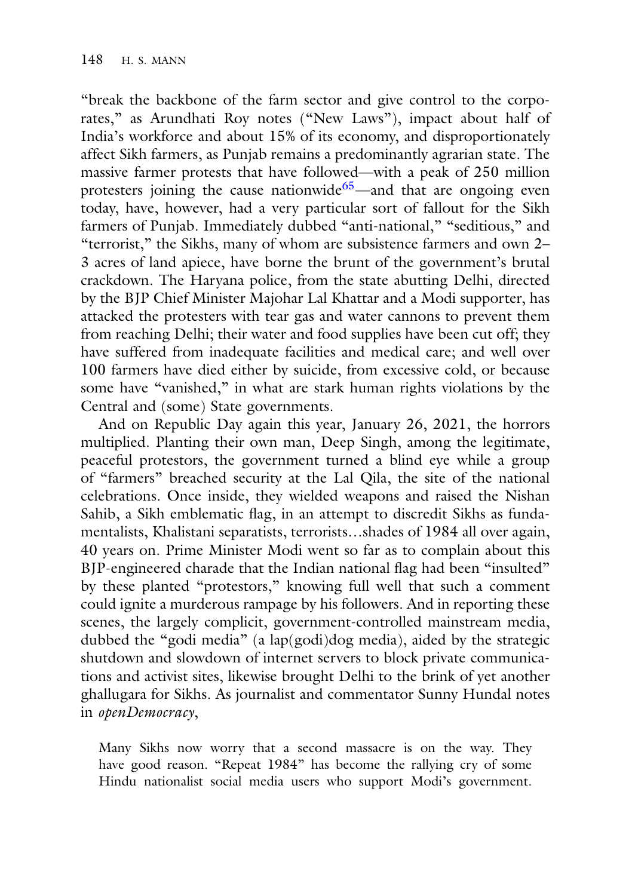"break the backbone of the farm sector and give control to the corporates," as Arundhati Roy notes ("New Laws"), impact about half of India's workforce and about 15% of its economy, and disproportionately affect Sikh farmers, as Punjab remains a predominantly agrarian state. The massive farmer protests that have followed—with a peak of 250 million protesters joining the cause nationwide[65]—and that are ongoing even today, have, however, had a very particular sort of fallout for the Sikh farmers of Punjab. Immediately dubbed "anti-national," "seditious," and "terrorist," the Sikhs, many of whom are subsistence farmers and own 2–3 acres of land apiece, have borne the brunt of the government's brutal crackdown. The Haryana police, from the state abutting Delhi, directed by the BJP Chief Minister Majohar Lal Khattar and a Modi supporter, has attacked the protesters with tear gas and water cannons to prevent them from reaching Delhi; their water and food supplies have been cut off; they have suffered from inadequate facilities and medical care; and well over 100 farmers have died either by suicide, from excessive cold, or because some have "vanished," in what are stark human rights violations by the Central and (some) State governments.

And on Republic Day again this year, January 26, 2021, the horrors multiplied. Planting their own man, Deep Singh, among the legitimate, peaceful protestors, the government turned a blind eye while a group of "farmers" breached security at the Lal Qila, the site of the national celebrations. Once inside, they wielded weapons and raised the Nishan Sahib, a Sikh emblematic flag, in an attempt to discredit Sikhs as fundamentalists, Khalistani separatists, terrorists…shades of 1984 all over again, 40 years on. Prime Minister Modi went so far as to complain about this BJP-engineered charade that the Indian national flag had been "insulted" by these planted "protestors," knowing full well that such a comment could ignite a murderous rampage by his followers. And in reporting these scenes, the largely complicit, government-controlled mainstream media, dubbed the "godi media" (a lap(godi)dog media), aided by the strategic shutdown and slowdown of internet servers to block private communications and activist sites, likewise brought Delhi to the brink of yet another ghallugara for Sikhs. As journalist and commentator Sunny Hundal notes in *openDemocracy*,

> Many Sikhs now worry that a second massacre is on the way. They have good reason. "Repeat 1984" has become the rallying cry of some Hindu nationalist social media users who support Modi's government.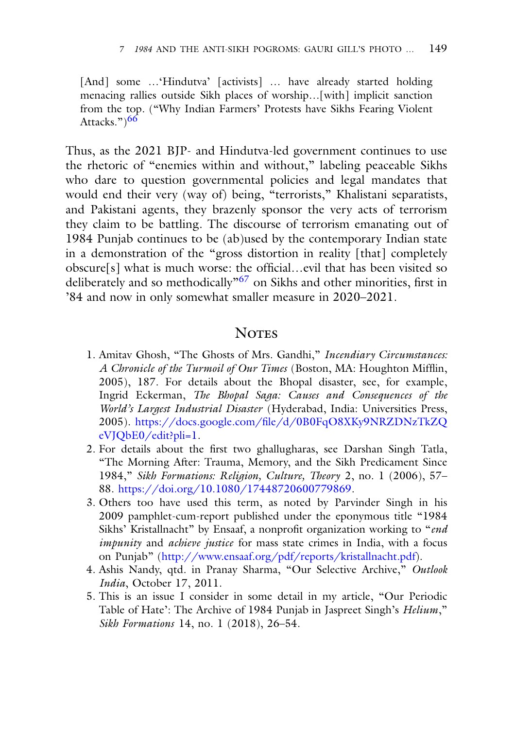> [And] some …'Hindutva' [activists] … have already started holding menacing rallies outside Sikh places of worship…[with] implicit sanction from the top. ("Why Indian Farmers' Protests have Sikhs Fearing Violent Attacks.")[66]

Thus, as the 2021 BJP- and Hindutva-led government continues to use the rhetoric of "enemies within and without," labeling peaceable Sikhs who dare to question governmental policies and legal mandates that would end their very (way of) being, "terrorists," Khalistani separatists, and Pakistani agents, they brazenly sponsor the very acts of terrorism they claim to be battling. The discourse of terrorism emanating out of 1984 Punjab continues to be (ab)used by the contemporary Indian state in a demonstration of the "gross distortion in reality [that] completely obscure[s] what is much worse: the official…evil that has been visited so deliberately and so methodically"[67] on Sikhs and other minorities, first in '84 and now in only somewhat smaller measure in 2020–2021.

## Notes

1. Amitav Ghosh, "The Ghosts of Mrs. Gandhi," *Incendiary Circumstances: A Chronicle of the Turmoil of Our Times* (Boston, MA: Houghton Mifflin, 2005), 187. For details about the Bhopal disaster, see, for example, Ingrid Eckerman, *The Bhopal Saga: Causes and Consequences of the World's Largest Industrial Disaster* (Hyderabad, India: Universities Press, 2005). https://docs.google.com/file/d/0B0FqO8XKy9NRZDNzTkZQeVJQbE0/edit?pli=1.
2. For details about the first two ghallugharas, see Darshan Singh Tatla, "The Morning After: Trauma, Memory, and the Sikh Predicament Since 1984," *Sikh Formations: Religion, Culture, Theory* 2, no. 1 (2006), 57–88. https://doi.org/10.1080/17448720600779869.
3. Others too have used this term, as noted by Parvinder Singh in his 2009 pamphlet-cum-report published under the eponymous title "1984 Sikhs' Kristallnacht" by Ensaaf, a nonprofit organization working to "*end impunity* and *achieve justice* for mass state crimes in India, with a focus on Punjab" (http://www.ensaaf.org/pdf/reports/kristallnacht.pdf).
4. Ashis Nandy, qtd. in Pranay Sharma, "Our Selective Archive," *Outlook India*, October 17, 2011.
5. This is an issue I consider in some detail in my article, "Our Periodic Table of Hate': The Archive of 1984 Punjab in Jaspreet Singh's *Helium*," *Sikh Formations* 14, no. 1 (2018), 26–54.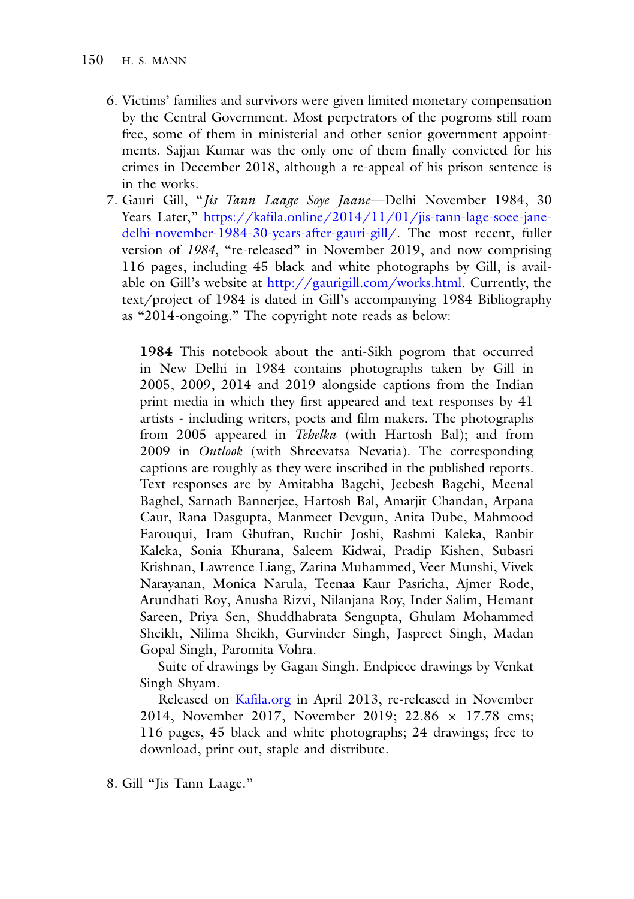6. Victims' families and survivors were given limited monetary compensation by the Central Government. Most perpetrators of the pogroms still roam free, some of them in ministerial and other senior government appointments. Sajjan Kumar was the only one of them finally convicted for his crimes in December 2018, although a re-appeal of his prison sentence is in the works.
7. Gauri Gill, "*Jis Tann Laage Soye Jaane*—Delhi November 1984, 30 Years Later," https://kafila.online/2014/11/01/jis-tann-lage-soee-jane-delhi-november-1984-30-years-after-gauri-gill/. The most recent, fuller version of *1984*, "re-released" in November 2019, and now comprising 116 pages, including 45 black and white photographs by Gill, is available on Gill's website at http://gaurigill.com/works.html. Currently, the text/project of 1984 is dated in Gill's accompanying 1984 Bibliography as "2014-ongoing." The copyright note reads as below:

   > **1984** This notebook about the anti-Sikh pogrom that occurred in New Delhi in 1984 contains photographs taken by Gill in 2005, 2009, 2014 and 2019 alongside captions from the Indian print media in which they first appeared and text responses by 41 artists - including writers, poets and film makers. The photographs from 2005 appeared in *Tehelka* (with Hartosh Bal); and from 2009 in *Outlook* (with Shreevatsa Nevatia). The corresponding captions are roughly as they were inscribed in the published reports. Text responses are by Amitabha Bagchi, Jeebesh Bagchi, Meenal Baghel, Sarnath Bannerjee, Hartosh Bal, Amarjit Chandan, Arpana Caur, Rana Dasgupta, Manmeet Devgun, Anita Dube, Mahmood Farouqui, Iram Ghufran, Ruchir Joshi, Rashmi Kaleka, Ranbir Kaleka, Sonia Khurana, Saleem Kidwai, Pradip Kishen, Subasri Krishnan, Lawrence Liang, Zarina Muhammed, Veer Munshi, Vivek Narayanan, Monica Narula, Teenaa Kaur Pasricha, Ajmer Rode, Arundhati Roy, Anusha Rizvi, Nilanjana Roy, Inder Salim, Hemant Sareen, Priya Sen, Shuddhabrata Sengupta, Ghulam Mohammed Sheikh, Nilima Sheikh, Gurvinder Singh, Jaspreet Singh, Madan Gopal Singh, Paromita Vohra.
   >
   > Suite of drawings by Gagan Singh. Endpiece drawings by Venkat Singh Shyam.
   >
   > Released on Kafila.org in April 2013, re-released in November 2014, November 2017, November 2019; 22.86 × 17.78 cms; 116 pages, 45 black and white photographs; 24 drawings; free to download, print out, staple and distribute.

8. Gill "Jis Tann Laage."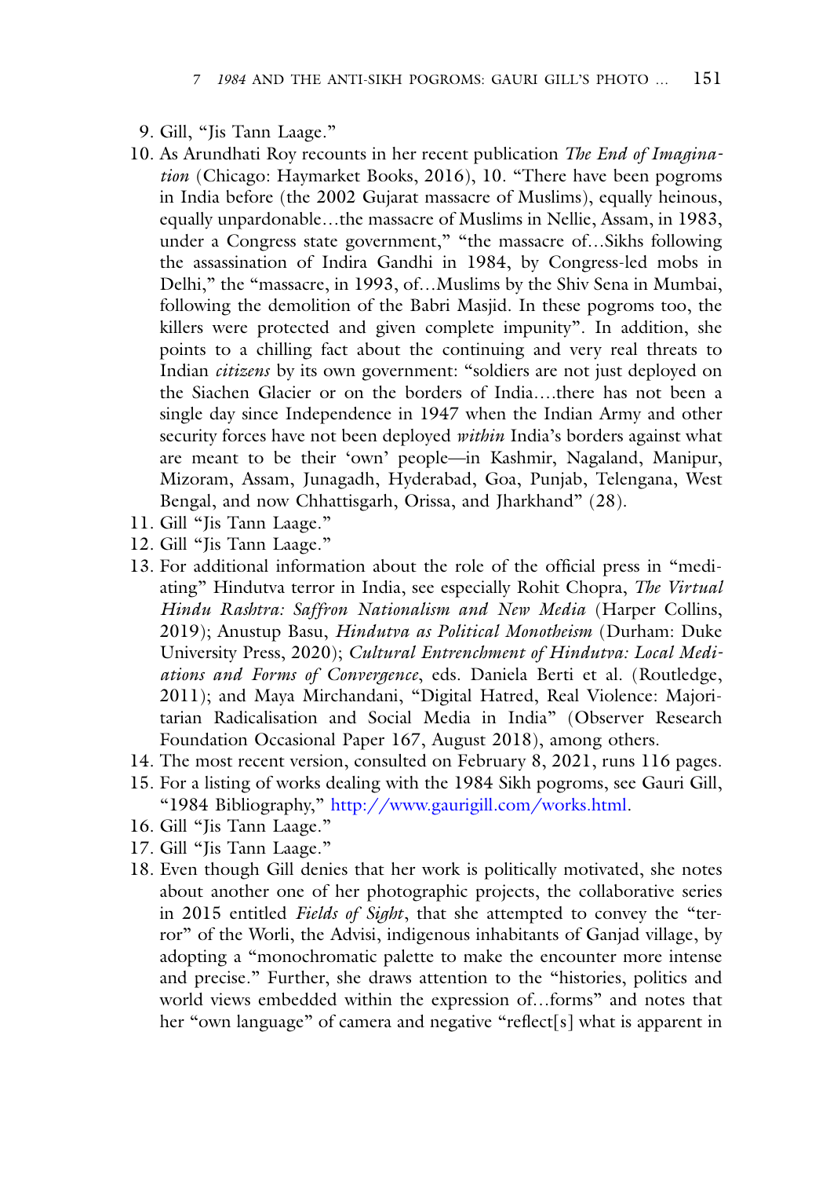9. Gill, "Jis Tann Laage."
10. As Arundhati Roy recounts in her recent publication *The End of Imagination* (Chicago: Haymarket Books, 2016), 10. "There have been pogroms in India before (the 2002 Gujarat massacre of Muslims), equally heinous, equally unpardonable…the massacre of Muslims in Nellie, Assam, in 1983, under a Congress state government," "the massacre of…Sikhs following the assassination of Indira Gandhi in 1984, by Congress-led mobs in Delhi," the "massacre, in 1993, of…Muslims by the Shiv Sena in Mumbai, following the demolition of the Babri Masjid. In these pogroms too, the killers were protected and given complete impunity". In addition, she points to a chilling fact about the continuing and very real threats to Indian *citizens* by its own government: "soldiers are not just deployed on the Siachen Glacier or on the borders of India….there has not been a single day since Independence in 1947 when the Indian Army and other security forces have not been deployed *within* India's borders against what are meant to be their 'own' people—in Kashmir, Nagaland, Manipur, Mizoram, Assam, Junagadh, Hyderabad, Goa, Punjab, Telengana, West Bengal, and now Chhattisgarh, Orissa, and Jharkhand" (28).
11. Gill "Jis Tann Laage."
12. Gill "Jis Tann Laage."
13. For additional information about the role of the official press in "mediating" Hindutva terror in India, see especially Rohit Chopra, *The Virtual Hindu Rashtra: Saffron Nationalism and New Media* (Harper Collins, 2019); Anustup Basu, *Hindutva as Political Monotheism* (Durham: Duke University Press, 2020); *Cultural Entrenchment of Hindutva: Local Mediations and Forms of Convergence*, eds. Daniela Berti et al. (Routledge, 2011); and Maya Mirchandani, "Digital Hatred, Real Violence: Majoritarian Radicalisation and Social Media in India" (Observer Research Foundation Occasional Paper 167, August 2018), among others.
14. The most recent version, consulted on February 8, 2021, runs 116 pages.
15. For a listing of works dealing with the 1984 Sikh pogroms, see Gauri Gill, "1984 Bibliography," http://www.gaurigill.com/works.html.
16. Gill "Jis Tann Laage."
17. Gill "Jis Tann Laage."
18. Even though Gill denies that her work is politically motivated, she notes about another one of her photographic projects, the collaborative series in 2015 entitled *Fields of Sight*, that she attempted to convey the "terror" of the Worli, the Advisi, indigenous inhabitants of Ganjad village, by adopting a "monochromatic palette to make the encounter more intense and precise." Further, she draws attention to the "histories, politics and world views embedded within the expression of…forms" and notes that her "own language" of camera and negative "reflect[s] what is apparent in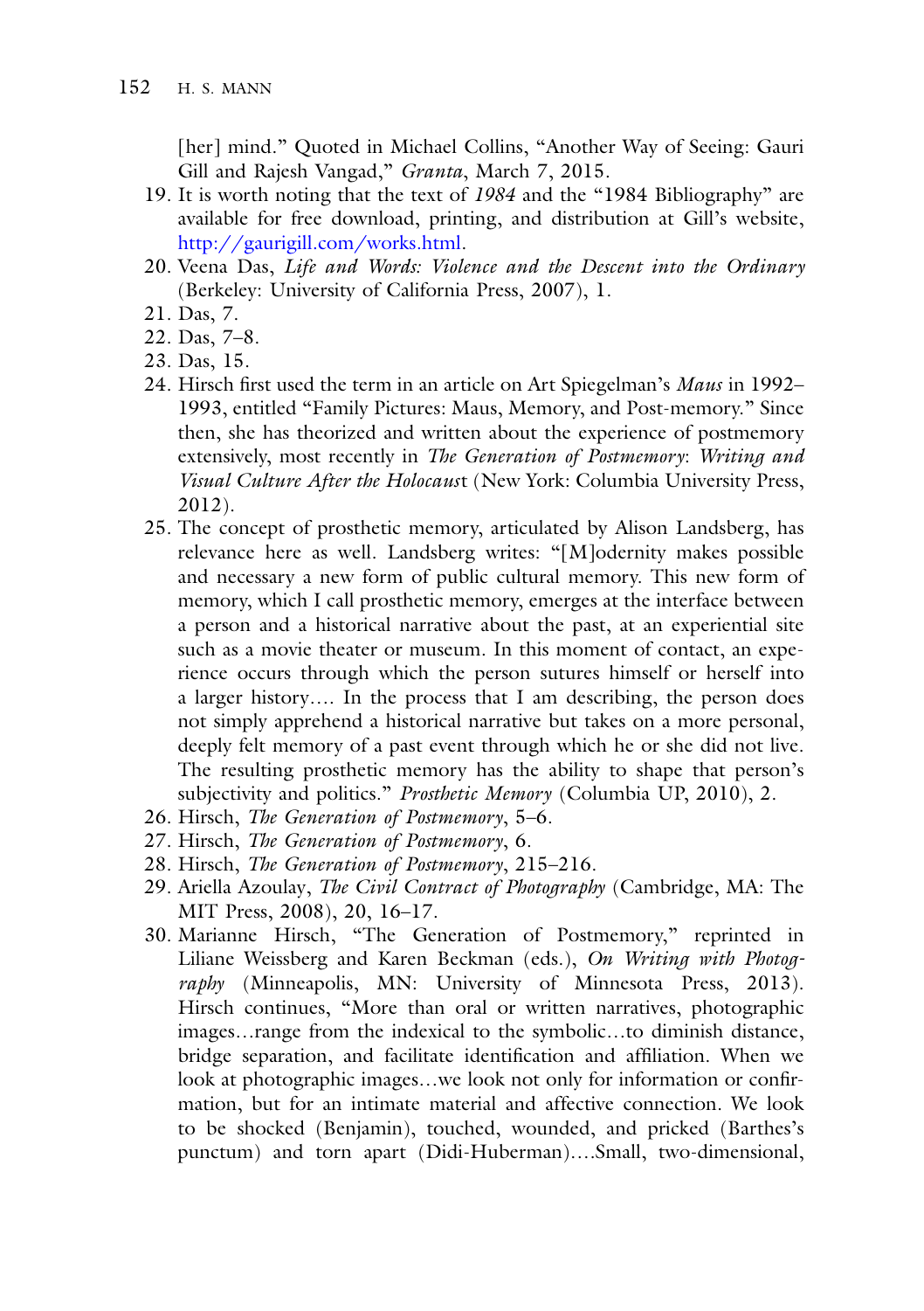[her] mind." Quoted in Michael Collins, "Another Way of Seeing: Gauri Gill and Rajesh Vangad," *Granta*, March 7, 2015.

19. It is worth noting that the text of *1984* and the "1984 Bibliography" are available for free download, printing, and distribution at Gill's website, http://gaurigill.com/works.html.
20. Veena Das, *Life and Words: Violence and the Descent into the Ordinary* (Berkeley: University of California Press, 2007), 1.
21. Das, 7.
22. Das, 7–8.
23. Das, 15.
24. Hirsch first used the term in an article on Art Spiegelman's *Maus* in 1992–1993, entitled "Family Pictures: Maus, Memory, and Post-memory." Since then, she has theorized and written about the experience of postmemory extensively, most recently in *The Generation of Postmemory*: *Writing and Visual Culture After the Holocaust* (New York: Columbia University Press, 2012).
25. The concept of prosthetic memory, articulated by Alison Landsberg, has relevance here as well. Landsberg writes: "[M]odernity makes possible and necessary a new form of public cultural memory. This new form of memory, which I call prosthetic memory, emerges at the interface between a person and a historical narrative about the past, at an experiential site such as a movie theater or museum. In this moment of contact, an experience occurs through which the person sutures himself or herself into a larger history.... In the process that I am describing, the person does not simply apprehend a historical narrative but takes on a more personal, deeply felt memory of a past event through which he or she did not live. The resulting prosthetic memory has the ability to shape that person's subjectivity and politics." *Prosthetic Memory* (Columbia UP, 2010), 2.
26. Hirsch, *The Generation of Postmemory*, 5–6.
27. Hirsch, *The Generation of Postmemory*, 6.
28. Hirsch, *The Generation of Postmemory*, 215–216.
29. Ariella Azoulay, *The Civil Contract of Photography* (Cambridge, MA: The MIT Press, 2008), 20, 16–17.
30. Marianne Hirsch, "The Generation of Postmemory," reprinted in Liliane Weissberg and Karen Beckman (eds.), *On Writing with Photography* (Minneapolis, MN: University of Minnesota Press, 2013). Hirsch continues, "More than oral or written narratives, photographic images…range from the indexical to the symbolic…to diminish distance, bridge separation, and facilitate identification and affiliation. When we look at photographic images…we look not only for information or confirmation, but for an intimate material and affective connection. We look to be shocked (Benjamin), touched, wounded, and pricked (Barthes's punctum) and torn apart (Didi-Huberman)….Small, two-dimensional,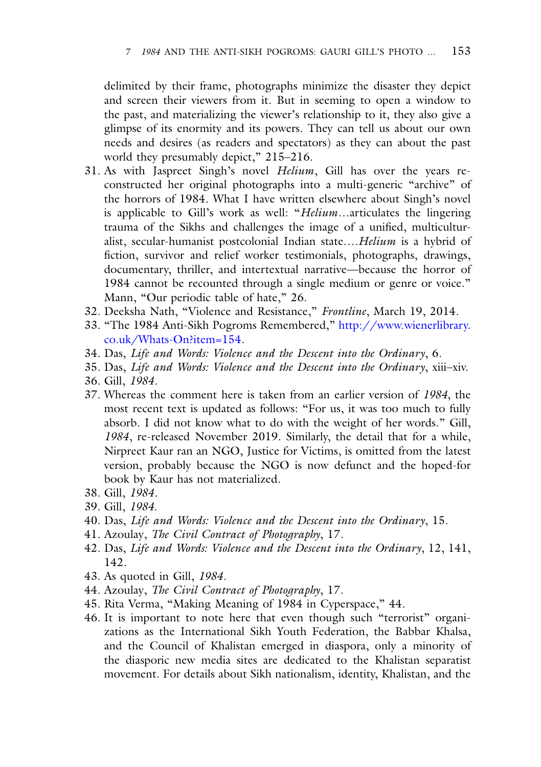delimited by their frame, photographs minimize the disaster they depict and screen their viewers from it. But in seeming to open a window to the past, and materializing the viewer's relationship to it, they also give a glimpse of its enormity and its powers. They can tell us about our own needs and desires (as readers and spectators) as they can about the past world they presumably depict," 215–216.

31. As with Jaspreet Singh's novel *Helium*, Gill has over the years reconstructed her original photographs into a multi-generic "archive" of the horrors of 1984. What I have written elsewhere about Singh's novel is applicable to Gill's work as well: "*Helium*...articulates the lingering trauma of the Sikhs and challenges the image of a unified, multiculturalist, secular-humanist postcolonial Indian state....*Helium* is a hybrid of fiction, survivor and relief worker testimonials, photographs, drawings, documentary, thriller, and intertextual narrative—because the horror of 1984 cannot be recounted through a single medium or genre or voice." Mann, "Our periodic table of hate," 26.
32. Deeksha Nath, "Violence and Resistance," *Frontline*, March 19, 2014.
33. "The 1984 Anti-Sikh Pogroms Remembered," http://www.wienerlibrary.co.uk/Whats-On?item=154.
34. Das, *Life and Words: Violence and the Descent into the Ordinary*, 6.
35. Das, *Life and Words: Violence and the Descent into the Ordinary*, xiii–xiv.
36. Gill, *1984*.
37. Whereas the comment here is taken from an earlier version of *1984*, the most recent text is updated as follows: "For us, it was too much to fully absorb. I did not know what to do with the weight of her words." Gill, *1984*, re-released November 2019. Similarly, the detail that for a while, Nirpreet Kaur ran an NGO, Justice for Victims, is omitted from the latest version, probably because the NGO is now defunct and the hoped-for book by Kaur has not materialized.
38. Gill, *1984*.
39. Gill, *1984*.
40. Das, *Life and Words: Violence and the Descent into the Ordinary*, 15.
41. Azoulay, *The Civil Contract of Photography*, 17.
42. Das, *Life and Words: Violence and the Descent into the Ordinary*, 12, 141, 142.
43. As quoted in Gill, *1984*.
44. Azoulay, *The Civil Contract of Photography*, 17.
45. Rita Verma, "Making Meaning of 1984 in Cyperspace," 44.
46. It is important to note here that even though such "terrorist" organizations as the International Sikh Youth Federation, the Babbar Khalsa, and the Council of Khalistan emerged in diaspora, only a minority of the diasporic new media sites are dedicated to the Khalistan separatist movement. For details about Sikh nationalism, identity, Khalistan, and the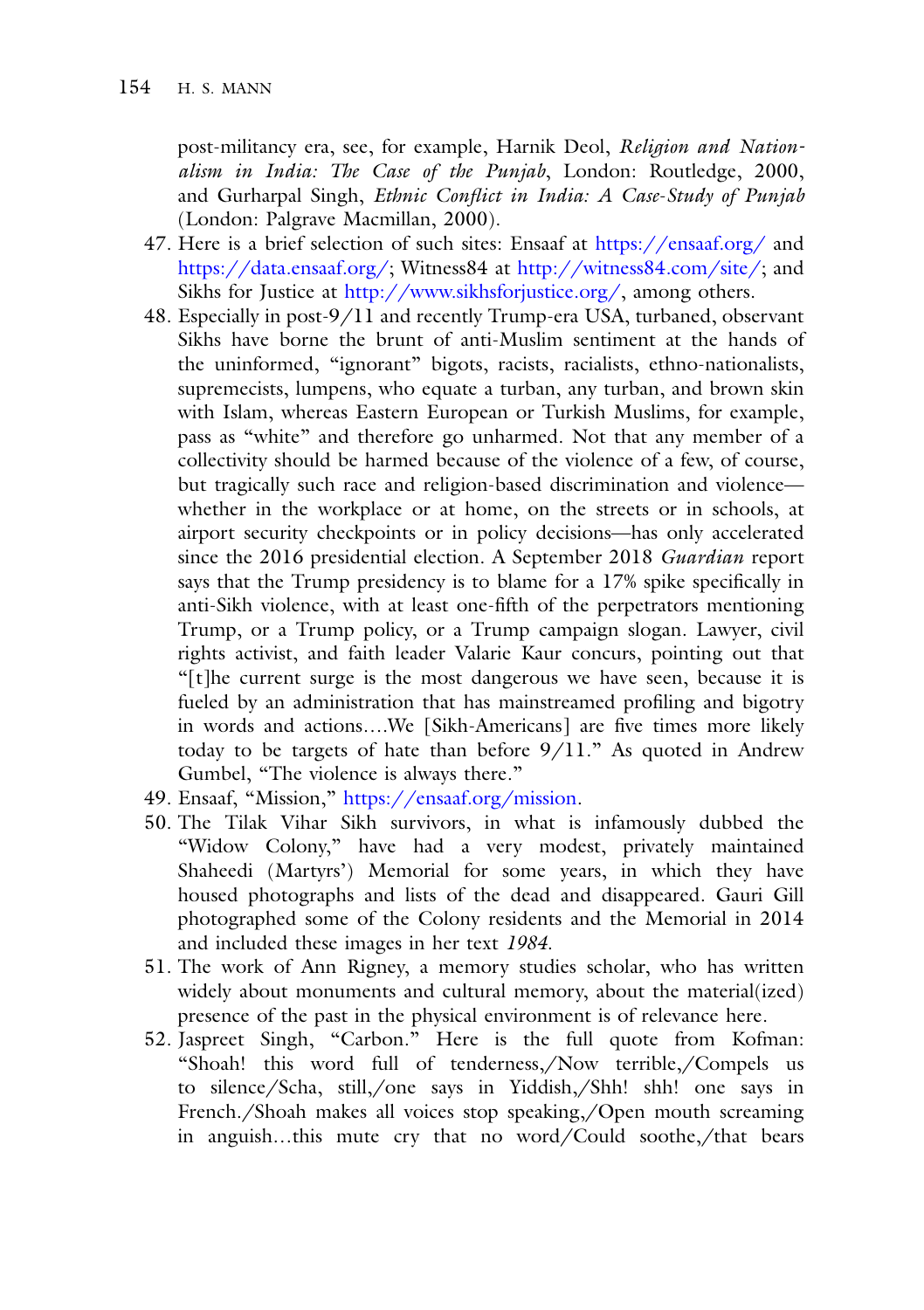post-militancy era, see, for example, Harnik Deol, *Religion and Nationalism in India: The Case of the Punjab*, London: Routledge, 2000, and Gurharpal Singh, *Ethnic Conflict in India: A Case-Study of Punjab* (London: Palgrave Macmillan, 2000).

47. Here is a brief selection of such sites: Ensaaf at https://ensaaf.org/ and https://data.ensaaf.org/; Witness84 at http://witness84.com/site/; and Sikhs for Justice at http://www.sikhsforjustice.org/, among others.
48. Especially in post-9/11 and recently Trump-era USA, turbaned, observant Sikhs have borne the brunt of anti-Muslim sentiment at the hands of the uninformed, "ignorant" bigots, racists, racialists, ethno-nationalists, supremecists, lumpens, who equate a turban, any turban, and brown skin with Islam, whereas Eastern European or Turkish Muslims, for example, pass as "white" and therefore go unharmed. Not that any member of a collectivity should be harmed because of the violence of a few, of course, but tragically such race and religion-based discrimination and violence—whether in the workplace or at home, on the streets or in schools, at airport security checkpoints or in policy decisions—has only accelerated since the 2016 presidential election. A September 2018 *Guardian* report says that the Trump presidency is to blame for a 17% spike specifically in anti-Sikh violence, with at least one-fifth of the perpetrators mentioning Trump, or a Trump policy, or a Trump campaign slogan. Lawyer, civil rights activist, and faith leader Valarie Kaur concurs, pointing out that "[t]he current surge is the most dangerous we have seen, because it is fueled by an administration that has mainstreamed profiling and bigotry in words and actions….We [Sikh-Americans] are five times more likely today to be targets of hate than before 9/11." As quoted in Andrew Gumbel, "The violence is always there."
49. Ensaaf, "Mission," https://ensaaf.org/mission.
50. The Tilak Vihar Sikh survivors, in what is infamously dubbed the "Widow Colony," have had a very modest, privately maintained Shaheedi (Martyrs') Memorial for some years, in which they have housed photographs and lists of the dead and disappeared. Gauri Gill photographed some of the Colony residents and the Memorial in 2014 and included these images in her text *1984*.
51. The work of Ann Rigney, a memory studies scholar, who has written widely about monuments and cultural memory, about the material(ized) presence of the past in the physical environment is of relevance here.
52. Jaspreet Singh, "Carbon." Here is the full quote from Kofman: "Shoah! this word full of tenderness,/Now terrible,/Compels us to silence/Scha, still,/one says in Yiddish,/Shh! shh! one says in French./Shoah makes all voices stop speaking,/Open mouth screaming in anguish…this mute cry that no word/Could soothe,/that bears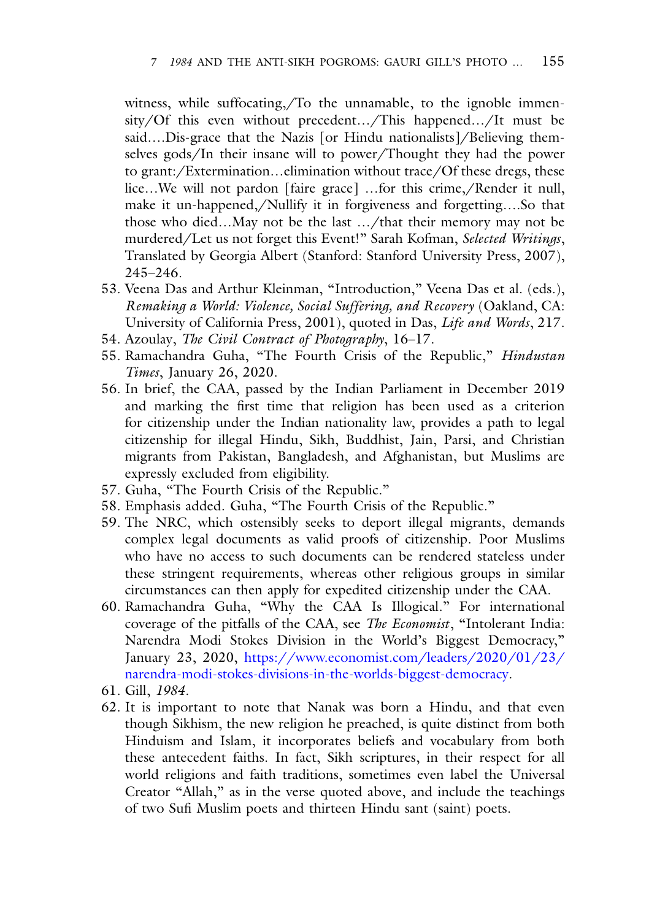witness, while suffocating,/To the unnamable, to the ignoble immensity/Of this even without precedent…/This happened…/It must be said….Dis-grace that the Nazis [or Hindu nationalists]/Believing themselves gods/In their insane will to power/Thought they had the power to grant:/Extermination…elimination without trace/Of these dregs, these lice…We will not pardon [faire grace] …for this crime,/Render it null, make it un-happened,/Nullify it in forgiveness and forgetting….So that those who died…May not be the last …/that their memory may not be murdered/Let us not forget this Event!" Sarah Kofman, *Selected Writings*, Translated by Georgia Albert (Stanford: Stanford University Press, 2007), 245–246.

53. Veena Das and Arthur Kleinman, "Introduction," Veena Das et al. (eds.), *Remaking a World: Violence, Social Suffering, and Recovery* (Oakland, CA: University of California Press, 2001), quoted in Das, *Life and Words*, 217.
54. Azoulay, *The Civil Contract of Photography*, 16–17.
55. Ramachandra Guha, "The Fourth Crisis of the Republic," *Hindustan Times*, January 26, 2020.
56. In brief, the CAA, passed by the Indian Parliament in December 2019 and marking the first time that religion has been used as a criterion for citizenship under the Indian nationality law, provides a path to legal citizenship for illegal Hindu, Sikh, Buddhist, Jain, Parsi, and Christian migrants from Pakistan, Bangladesh, and Afghanistan, but Muslims are expressly excluded from eligibility.
57. Guha, "The Fourth Crisis of the Republic."
58. Emphasis added. Guha, "The Fourth Crisis of the Republic."
59. The NRC, which ostensibly seeks to deport illegal migrants, demands complex legal documents as valid proofs of citizenship. Poor Muslims who have no access to such documents can be rendered stateless under these stringent requirements, whereas other religious groups in similar circumstances can then apply for expedited citizenship under the CAA.
60. Ramachandra Guha, "Why the CAA Is Illogical." For international coverage of the pitfalls of the CAA, see *The Economist*, "Intolerant India: Narendra Modi Stokes Division in the World's Biggest Democracy," January 23, 2020, https://www.economist.com/leaders/2020/01/23/narendra-modi-stokes-divisions-in-the-worlds-biggest-democracy.
61. Gill, *1984*.
62. It is important to note that Nanak was born a Hindu, and that even though Sikhism, the new religion he preached, is quite distinct from both Hinduism and Islam, it incorporates beliefs and vocabulary from both these antecedent faiths. In fact, Sikh scriptures, in their respect for all world religions and faith traditions, sometimes even label the Universal Creator "Allah," as in the verse quoted above, and include the teachings of two Sufi Muslim poets and thirteen Hindu sant (saint) poets.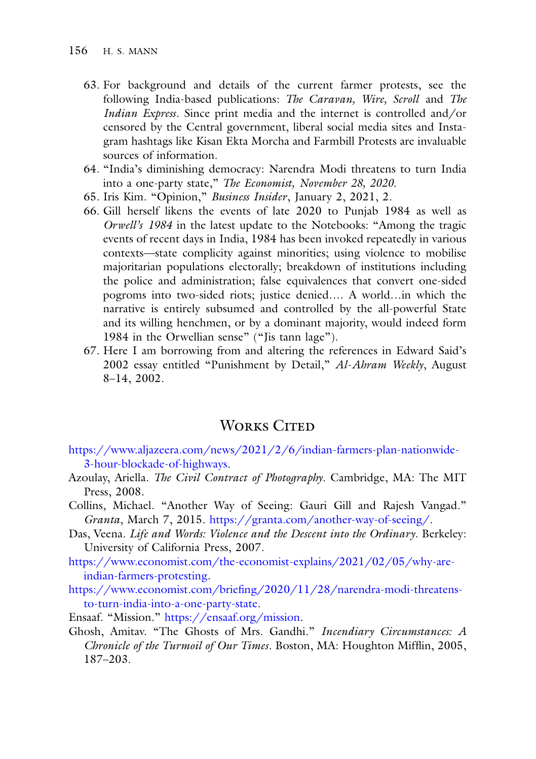63. For background and details of the current farmer protests, see the following India-based publications: *The Caravan, Wire, Scroll* and *The Indian Express*. Since print media and the internet is controlled and/or censored by the Central government, liberal social media sites and Instagram hashtags like Kisan Ekta Morcha and Farmbill Protests are invaluable sources of information.
64. "India's diminishing democracy: Narendra Modi threatens to turn India into a one-party state," *The Economist, November 28, 2020.*
65. Iris Kim. "Opinion," *Business Insider*, January 2, 2021, 2.
66. Gill herself likens the events of late 2020 to Punjab 1984 as well as *Orwell's 1984* in the latest update to the Notebooks: "Among the tragic events of recent days in India, 1984 has been invoked repeatedly in various contexts—state complicity against minorities; using violence to mobilise majoritarian populations electorally; breakdown of institutions including the police and administration; false equivalences that convert one-sided pogroms into two-sided riots; justice denied…. A world…in which the narrative is entirely subsumed and controlled by the all-powerful State and its willing henchmen, or by a dominant majority, would indeed form 1984 in the Orwellian sense" ("Jis tann lage").
67. Here I am borrowing from and altering the references in Edward Said's 2002 essay entitled "Punishment by Detail," *Al-Ahram Weekly*, August 8–14, 2002.

## Works Cited

https://www.aljazeera.com/news/2021/2/6/indian-farmers-plan-nationwide-3-hour-blockade-of-highways.

Azoulay, Ariella. *The Civil Contract of Photography*. Cambridge, MA: The MIT Press, 2008.

Collins, Michael. "Another Way of Seeing: Gauri Gill and Rajesh Vangad." *Granta*, March 7, 2015. https://granta.com/another-way-of-seeing/.

Das, Veena. *Life and Words: Violence and the Descent into the Ordinary*. Berkeley: University of California Press, 2007.

https://www.economist.com/the-economist-explains/2021/02/05/why-are-indian-farmers-protesting.

https://www.economist.com/briefing/2020/11/28/narendra-modi-threatens-to-turn-india-into-a-one-party-state.

Ensaaf. "Mission." https://ensaaf.org/mission.

Ghosh, Amitav. "The Ghosts of Mrs. Gandhi." *Incendiary Circumstances: A Chronicle of the Turmoil of Our Times*. Boston, MA: Houghton Mifflin, 2005, 187–203.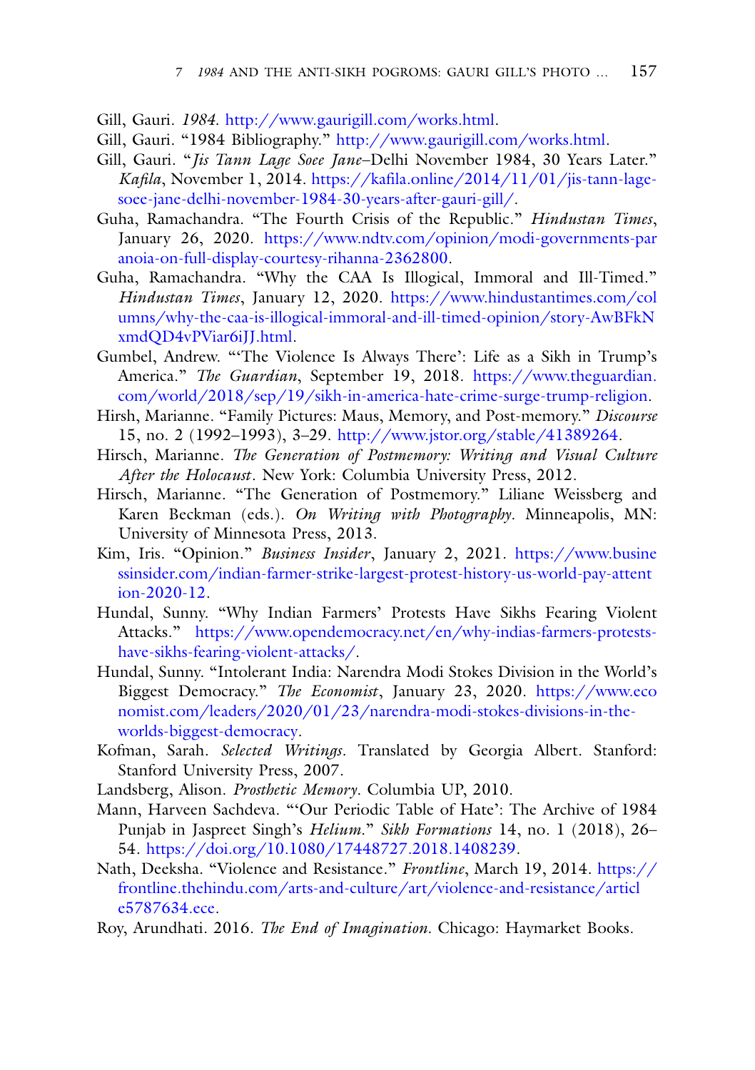Gill, Gauri. *1984*. http://www.gaurigill.com/works.html.

Gill, Gauri. "1984 Bibliography." http://www.gaurigill.com/works.html.

Gill, Gauri. "*Jis Tann Lage Soee Jane*–Delhi November 1984, 30 Years Later." *Kafila*, November 1, 2014. https://kafila.online/2014/11/01/jis-tann-lage-soee-jane-delhi-november-1984-30-years-after-gauri-gill/.

Guha, Ramachandra. "The Fourth Crisis of the Republic." *Hindustan Times*, January 26, 2020. https://www.ndtv.com/opinion/modi-governments-paranoia-on-full-display-courtesy-rihanna-2362800.

Guha, Ramachandra. "Why the CAA Is Illogical, Immoral and Ill-Timed." *Hindustan Times*, January 12, 2020. https://www.hindustantimes.com/columns/why-the-caa-is-illogical-immoral-and-ill-timed-opinion/story-AwBFkNxmdQD4vPViar6iJJ.html.

Gumbel, Andrew. "'The Violence Is Always There': Life as a Sikh in Trump's America." *The Guardian*, September 19, 2018. https://www.theguardian.com/world/2018/sep/19/sikh-in-america-hate-crime-surge-trump-religion.

Hirsh, Marianne. "Family Pictures: Maus, Memory, and Post-memory." *Discourse* 15, no. 2 (1992–1993), 3–29. http://www.jstor.org/stable/41389264.

Hirsch, Marianne. *The Generation of Postmemory: Writing and Visual Culture After the Holocaust*. New York: Columbia University Press, 2012.

Hirsch, Marianne. "The Generation of Postmemory." Liliane Weissberg and Karen Beckman (eds.). *On Writing with Photography*. Minneapolis, MN: University of Minnesota Press, 2013.

Kim, Iris. "Opinion." *Business Insider*, January 2, 2021. https://www.businessinsider.com/indian-farmer-strike-largest-protest-history-us-world-pay-attention-2020-12.

Hundal, Sunny. "Why Indian Farmers' Protests Have Sikhs Fearing Violent Attacks." https://www.opendemocracy.net/en/why-indias-farmers-protests-have-sikhs-fearing-violent-attacks/.

Hundal, Sunny. "Intolerant India: Narendra Modi Stokes Division in the World's Biggest Democracy." *The Economist*, January 23, 2020. https://www.economist.com/leaders/2020/01/23/narendra-modi-stokes-divisions-in-the-worlds-biggest-democracy.

Kofman, Sarah. *Selected Writings*. Translated by Georgia Albert. Stanford: Stanford University Press, 2007.

Landsberg, Alison. *Prosthetic Memory*. Columbia UP, 2010.

Mann, Harveen Sachdeva. "'Our Periodic Table of Hate': The Archive of 1984 Punjab in Jaspreet Singh's *Helium*." *Sikh Formations* 14, no. 1 (2018), 26–54. https://doi.org/10.1080/17448727.2018.1408239.

Nath, Deeksha. "Violence and Resistance." *Frontline*, March 19, 2014. https://frontline.thehindu.com/arts-and-culture/art/violence-and-resistance/article5787634.ece.

Roy, Arundhati. 2016. *The End of Imagination*. Chicago: Haymarket Books.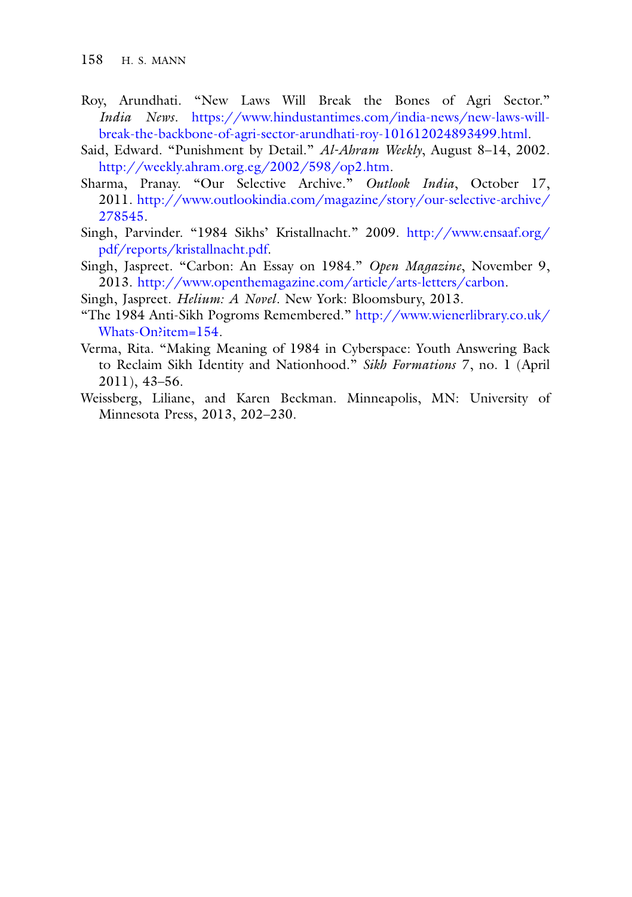Roy, Arundhati. "New Laws Will Break the Bones of Agri Sector." *India News*. https://www.hindustantimes.com/india-news/new-laws-will-break-the-backbone-of-agri-sector-arundhati-roy-101612024893499.html.

Said, Edward. "Punishment by Detail." *Al-Ahram Weekly*, August 8–14, 2002. http://weekly.ahram.org.eg/2002/598/op2.htm.

Sharma, Pranay. "Our Selective Archive." *Outlook India*, October 17, 2011. http://www.outlookindia.com/magazine/story/our-selective-archive/278545.

Singh, Parvinder. "1984 Sikhs' Kristallnacht." 2009. http://www.ensaaf.org/pdf/reports/kristallnacht.pdf.

Singh, Jaspreet. "Carbon: An Essay on 1984." *Open Magazine*, November 9, 2013. http://www.openthemagazine.com/article/arts-letters/carbon.

Singh, Jaspreet. *Helium: A Novel*. New York: Bloomsbury, 2013.

"The 1984 Anti-Sikh Pogroms Remembered." http://www.wienerlibrary.co.uk/Whats-On?item=154.

Verma, Rita. "Making Meaning of 1984 in Cyberspace: Youth Answering Back to Reclaim Sikh Identity and Nationhood." *Sikh Formations* 7, no. 1 (April 2011), 43–56.

Weissberg, Liliane, and Karen Beckman. Minneapolis, MN: University of Minnesota Press, 2013, 202–230.